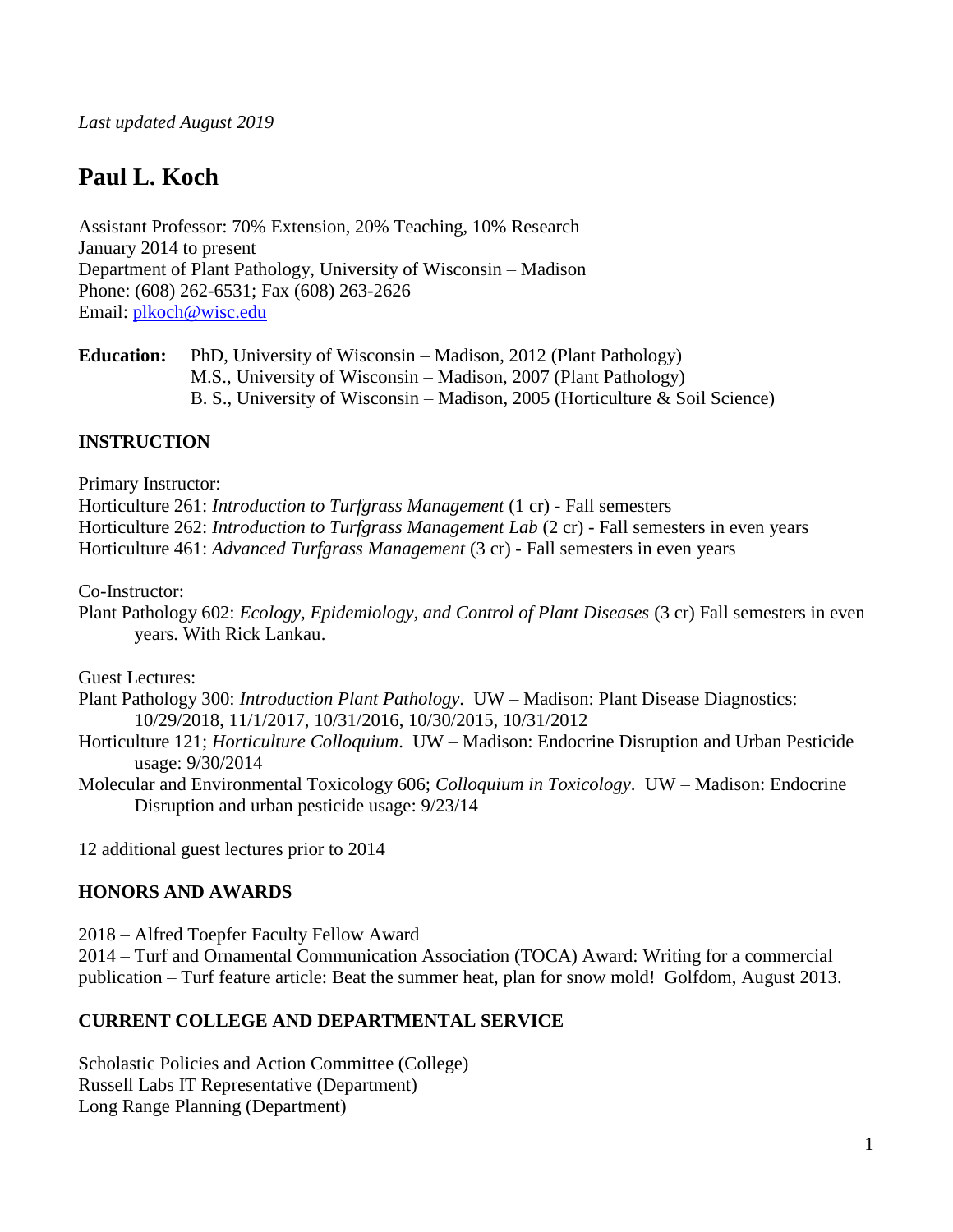*Last updated August 2019*

# Paul L. Koch

Assistant Professor: 70% Extension, 20% Teaching, 10% Research
January 2014 to present
Department of Plant Pathology, University of Wisconsin – Madison
Phone: (608) 262-6531; Fax (608) 263-2626
Email: plkoch@wisc.edu

**Education:** PhD, University of Wisconsin – Madison, 2012 (Plant Pathology)
M.S., University of Wisconsin – Madison, 2007 (Plant Pathology)
B. S., University of Wisconsin – Madison, 2005 (Horticulture & Soil Science)

## INSTRUCTION

Primary Instructor:
Horticulture 261: *Introduction to Turfgrass Management* (1 cr) - Fall semesters
Horticulture 262: *Introduction to Turfgrass Management Lab* (2 cr) - Fall semesters in even years
Horticulture 461: *Advanced Turfgrass Management* (3 cr) - Fall semesters in even years

Co-Instructor:
Plant Pathology 602: *Ecology, Epidemiology, and Control of Plant Diseases* (3 cr) Fall semesters in even years. With Rick Lankau.

Guest Lectures:
Plant Pathology 300: *Introduction Plant Pathology*. UW – Madison: Plant Disease Diagnostics: 10/29/2018, 11/1/2017, 10/31/2016, 10/30/2015, 10/31/2012
Horticulture 121; *Horticulture Colloquium*. UW – Madison: Endocrine Disruption and Urban Pesticide usage: 9/30/2014
Molecular and Environmental Toxicology 606; *Colloquium in Toxicology*. UW – Madison: Endocrine Disruption and urban pesticide usage: 9/23/14

12 additional guest lectures prior to 2014

## HONORS AND AWARDS

2018 – Alfred Toepfer Faculty Fellow Award
2014 – Turf and Ornamental Communication Association (TOCA) Award: Writing for a commercial publication – Turf feature article: Beat the summer heat, plan for snow mold! Golfdom, August 2013.

## CURRENT COLLEGE AND DEPARTMENTAL SERVICE

Scholastic Policies and Action Committee (College)
Russell Labs IT Representative (Department)
Long Range Planning (Department)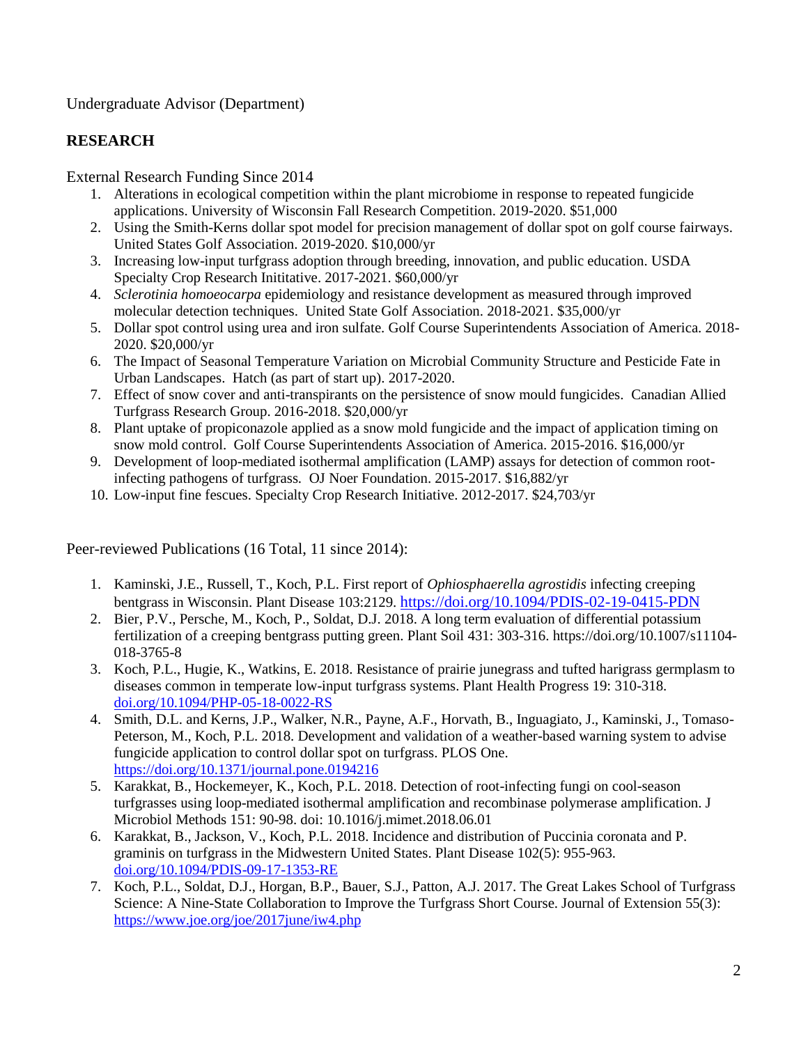Undergraduate Advisor (Department)

## RESEARCH

External Research Funding Since 2014

1. Alterations in ecological competition within the plant microbiome in response to repeated fungicide applications. University of Wisconsin Fall Research Competition. 2019-2020. $51,000
2. Using the Smith-Kerns dollar spot model for precision management of dollar spot on golf course fairways. United States Golf Association. 2019-2020. $10,000/yr
3. Increasing low-input turfgrass adoption through breeding, innovation, and public education. USDA Specialty Crop Research Inititative. 2017-2021. $60,000/yr
4. *Sclerotinia homoeocarpa* epidemiology and resistance development as measured through improved molecular detection techniques. United State Golf Association. 2018-2021. $35,000/yr
5. Dollar spot control using urea and iron sulfate. Golf Course Superintendents Association of America. 2018-2020. $20,000/yr
6. The Impact of Seasonal Temperature Variation on Microbial Community Structure and Pesticide Fate in Urban Landscapes. Hatch (as part of start up). 2017-2020.
7. Effect of snow cover and anti-transpirants on the persistence of snow mould fungicides. Canadian Allied Turfgrass Research Group. 2016-2018. $20,000/yr
8. Plant uptake of propiconazole applied as a snow mold fungicide and the impact of application timing on snow mold control. Golf Course Superintendents Association of America. 2015-2016. $16,000/yr
9. Development of loop-mediated isothermal amplification (LAMP) assays for detection of common root-infecting pathogens of turfgrass. OJ Noer Foundation. 2015-2017. $16,882/yr
10. Low-input fine fescues. Specialty Crop Research Initiative. 2012-2017. $24,703/yr

Peer-reviewed Publications (16 Total, 11 since 2014):

1. Kaminski, J.E., Russell, T., Koch, P.L. First report of *Ophiosphaerella agrostidis* infecting creeping bentgrass in Wisconsin. Plant Disease 103:2129. https://doi.org/10.1094/PDIS-02-19-0415-PDN
2. Bier, P.V., Persche, M., Koch, P., Soldat, D.J. 2018. A long term evaluation of differential potassium fertilization of a creeping bentgrass putting green. Plant Soil 431: 303-316. https://doi.org/10.1007/s11104-018-3765-8
3. Koch, P.L., Hugie, K., Watkins, E. 2018. Resistance of prairie junegrass and tufted harigrass germplasm to diseases common in temperate low-input turfgrass systems. Plant Health Progress 19: 310-318. doi.org/10.1094/PHP-05-18-0022-RS
4. Smith, D.L. and Kerns, J.P., Walker, N.R., Payne, A.F., Horvath, B., Inguagiato, J., Kaminski, J., Tomaso-Peterson, M., Koch, P.L. 2018. Development and validation of a weather-based warning system to advise fungicide application to control dollar spot on turfgrass. PLOS One. https://doi.org/10.1371/journal.pone.0194216
5. Karakkat, B., Hockemeyer, K., Koch, P.L. 2018. Detection of root-infecting fungi on cool-season turfgrasses using loop-mediated isothermal amplification and recombinase polymerase amplification. J Microbiol Methods 151: 90-98. doi: 10.1016/j.mimet.2018.06.01
6. Karakkat, B., Jackson, V., Koch, P.L. 2018. Incidence and distribution of Puccinia coronata and P. graminis on turfgrass in the Midwestern United States. Plant Disease 102(5): 955-963. doi.org/10.1094/PDIS-09-17-1353-RE
7. Koch, P.L., Soldat, D.J., Horgan, B.P., Bauer, S.J., Patton, A.J. 2017. The Great Lakes School of Turfgrass Science: A Nine-State Collaboration to Improve the Turfgrass Short Course. Journal of Extension 55(3): https://www.joe.org/joe/2017june/iw4.php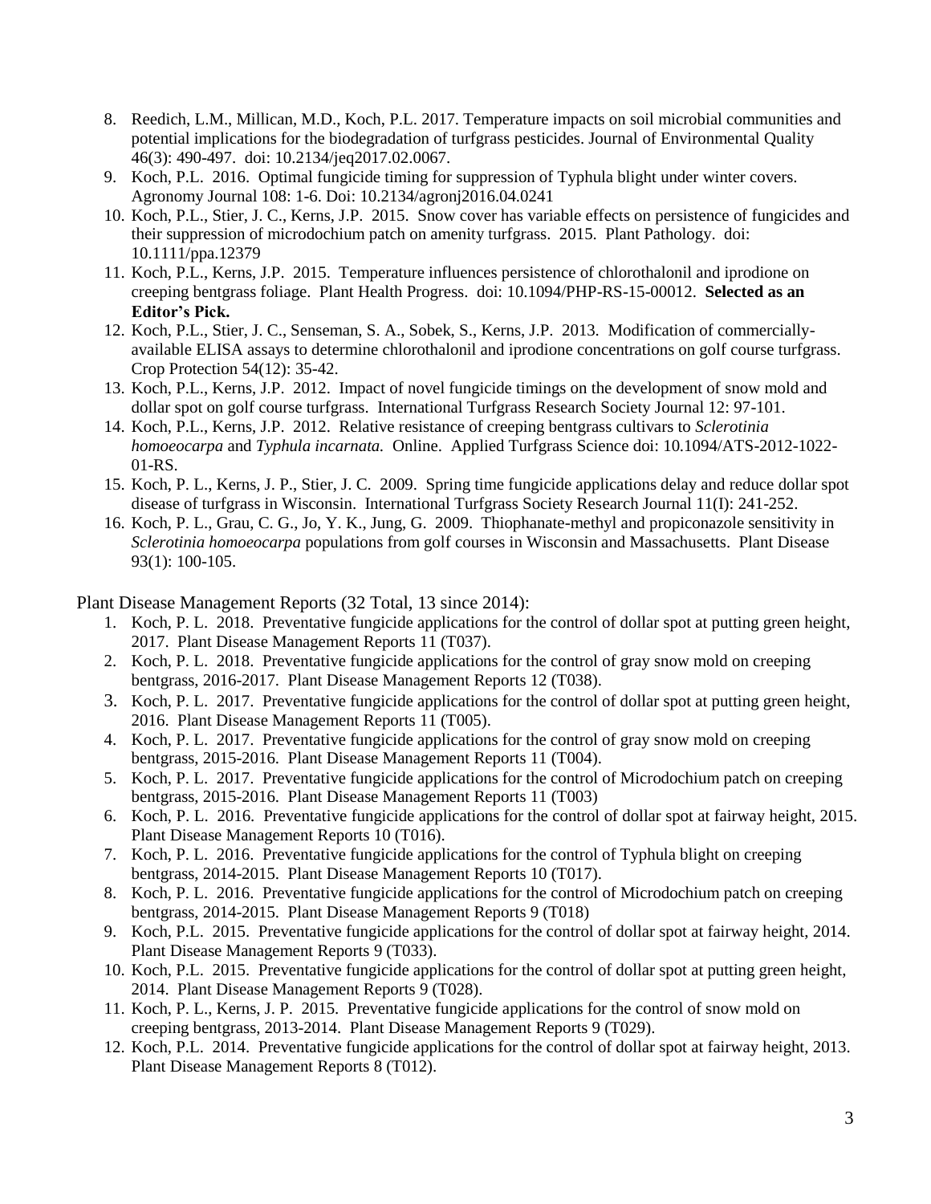8. Reedich, L.M., Millican, M.D., Koch, P.L. 2017. Temperature impacts on soil microbial communities and potential implications for the biodegradation of turfgrass pesticides. Journal of Environmental Quality 46(3): 490-497. doi: 10.2134/jeq2017.02.0067.
9. Koch, P.L. 2016. Optimal fungicide timing for suppression of Typhula blight under winter covers. Agronomy Journal 108: 1-6. Doi: 10.2134/agronj2016.04.0241
10. Koch, P.L., Stier, J. C., Kerns, J.P. 2015. Snow cover has variable effects on persistence of fungicides and their suppression of microdochium patch on amenity turfgrass. 2015. Plant Pathology. doi: 10.1111/ppa.12379
11. Koch, P.L., Kerns, J.P. 2015. Temperature influences persistence of chlorothalonil and iprodione on creeping bentgrass foliage. Plant Health Progress. doi: 10.1094/PHP-RS-15-00012. **Selected as an Editor's Pick.**
12. Koch, P.L., Stier, J. C., Senseman, S. A., Sobek, S., Kerns, J.P. 2013. Modification of commercially-available ELISA assays to determine chlorothalonil and iprodione concentrations on golf course turfgrass. Crop Protection 54(12): 35-42.
13. Koch, P.L., Kerns, J.P. 2012. Impact of novel fungicide timings on the development of snow mold and dollar spot on golf course turfgrass. International Turfgrass Research Society Journal 12: 97-101.
14. Koch, P.L., Kerns, J.P. 2012. Relative resistance of creeping bentgrass cultivars to *Sclerotinia homoeocarpa* and *Typhula incarnata.* Online. Applied Turfgrass Science doi: 10.1094/ATS-2012-1022-01-RS.
15. Koch, P. L., Kerns, J. P., Stier, J. C. 2009. Spring time fungicide applications delay and reduce dollar spot disease of turfgrass in Wisconsin. International Turfgrass Society Research Journal 11(I): 241-252.
16. Koch, P. L., Grau, C. G., Jo, Y. K., Jung, G. 2009. Thiophanate-methyl and propiconazole sensitivity in *Sclerotinia homoeocarpa* populations from golf courses in Wisconsin and Massachusetts. Plant Disease 93(1): 100-105.

Plant Disease Management Reports (32 Total, 13 since 2014):

1. Koch, P. L. 2018. Preventative fungicide applications for the control of dollar spot at putting green height, 2017. Plant Disease Management Reports 11 (T037).
2. Koch, P. L. 2018. Preventative fungicide applications for the control of gray snow mold on creeping bentgrass, 2016-2017. Plant Disease Management Reports 12 (T038).
3. Koch, P. L. 2017. Preventative fungicide applications for the control of dollar spot at putting green height, 2016. Plant Disease Management Reports 11 (T005).
4. Koch, P. L. 2017. Preventative fungicide applications for the control of gray snow mold on creeping bentgrass, 2015-2016. Plant Disease Management Reports 11 (T004).
5. Koch, P. L. 2017. Preventative fungicide applications for the control of Microdochium patch on creeping bentgrass, 2015-2016. Plant Disease Management Reports 11 (T003)
6. Koch, P. L. 2016. Preventative fungicide applications for the control of dollar spot at fairway height, 2015. Plant Disease Management Reports 10 (T016).
7. Koch, P. L. 2016. Preventative fungicide applications for the control of Typhula blight on creeping bentgrass, 2014-2015. Plant Disease Management Reports 10 (T017).
8. Koch, P. L. 2016. Preventative fungicide applications for the control of Microdochium patch on creeping bentgrass, 2014-2015. Plant Disease Management Reports 9 (T018)
9. Koch, P.L. 2015. Preventative fungicide applications for the control of dollar spot at fairway height, 2014. Plant Disease Management Reports 9 (T033).
10. Koch, P.L. 2015. Preventative fungicide applications for the control of dollar spot at putting green height, 2014. Plant Disease Management Reports 9 (T028).
11. Koch, P. L., Kerns, J. P. 2015. Preventative fungicide applications for the control of snow mold on creeping bentgrass, 2013-2014. Plant Disease Management Reports 9 (T029).
12. Koch, P.L. 2014. Preventative fungicide applications for the control of dollar spot at fairway height, 2013. Plant Disease Management Reports 8 (T012).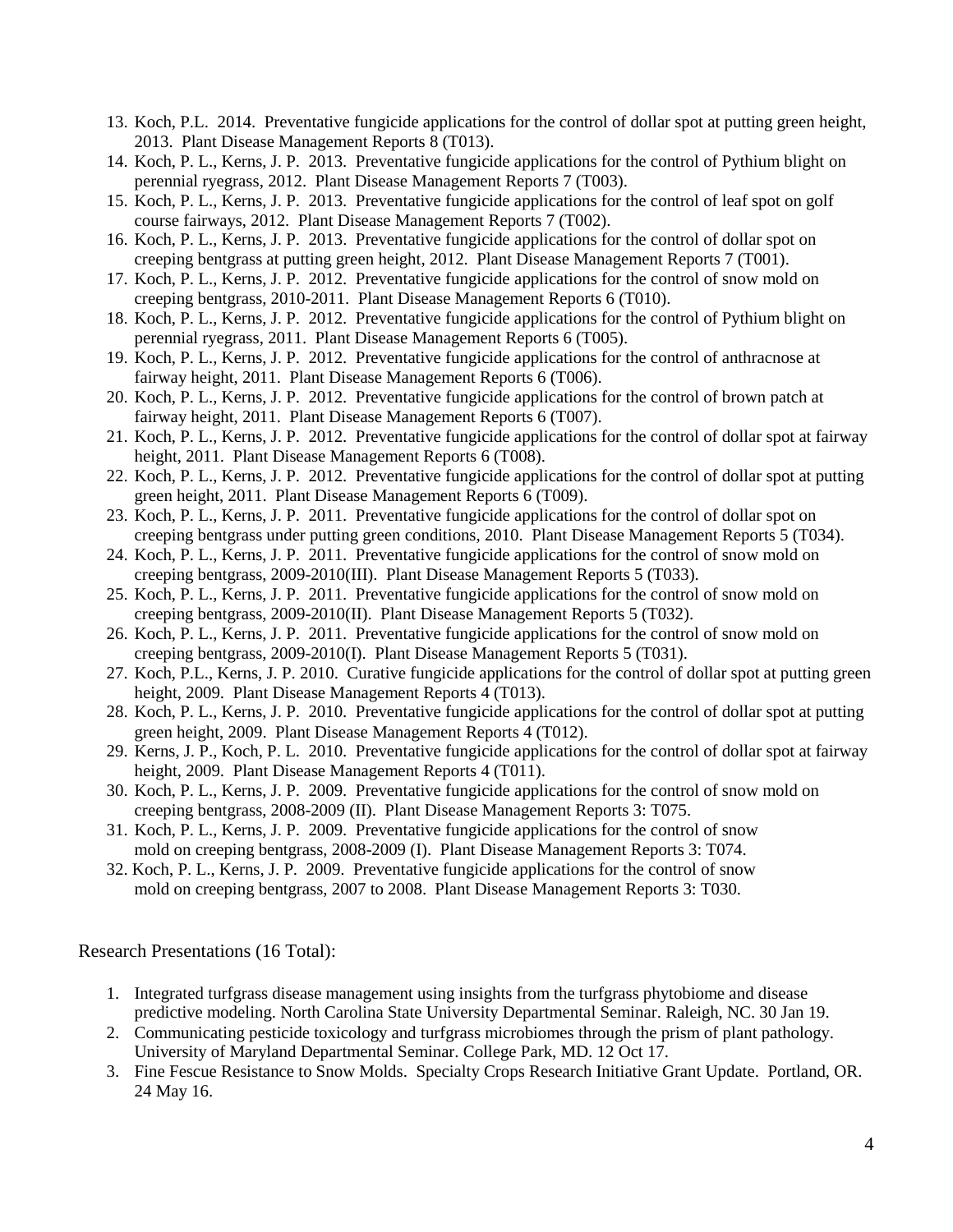13. Koch, P.L. 2014. Preventative fungicide applications for the control of dollar spot at putting green height, 2013. Plant Disease Management Reports 8 (T013).
14. Koch, P. L., Kerns, J. P. 2013. Preventative fungicide applications for the control of Pythium blight on perennial ryegrass, 2012. Plant Disease Management Reports 7 (T003).
15. Koch, P. L., Kerns, J. P. 2013. Preventative fungicide applications for the control of leaf spot on golf course fairways, 2012. Plant Disease Management Reports 7 (T002).
16. Koch, P. L., Kerns, J. P. 2013. Preventative fungicide applications for the control of dollar spot on creeping bentgrass at putting green height, 2012. Plant Disease Management Reports 7 (T001).
17. Koch, P. L., Kerns, J. P. 2012. Preventative fungicide applications for the control of snow mold on creeping bentgrass, 2010-2011. Plant Disease Management Reports 6 (T010).
18. Koch, P. L., Kerns, J. P. 2012. Preventative fungicide applications for the control of Pythium blight on perennial ryegrass, 2011. Plant Disease Management Reports 6 (T005).
19. Koch, P. L., Kerns, J. P. 2012. Preventative fungicide applications for the control of anthracnose at fairway height, 2011. Plant Disease Management Reports 6 (T006).
20. Koch, P. L., Kerns, J. P. 2012. Preventative fungicide applications for the control of brown patch at fairway height, 2011. Plant Disease Management Reports 6 (T007).
21. Koch, P. L., Kerns, J. P. 2012. Preventative fungicide applications for the control of dollar spot at fairway height, 2011. Plant Disease Management Reports 6 (T008).
22. Koch, P. L., Kerns, J. P. 2012. Preventative fungicide applications for the control of dollar spot at putting green height, 2011. Plant Disease Management Reports 6 (T009).
23. Koch, P. L., Kerns, J. P. 2011. Preventative fungicide applications for the control of dollar spot on creeping bentgrass under putting green conditions, 2010. Plant Disease Management Reports 5 (T034).
24. Koch, P. L., Kerns, J. P. 2011. Preventative fungicide applications for the control of snow mold on creeping bentgrass, 2009-2010(III). Plant Disease Management Reports 5 (T033).
25. Koch, P. L., Kerns, J. P. 2011. Preventative fungicide applications for the control of snow mold on creeping bentgrass, 2009-2010(II). Plant Disease Management Reports 5 (T032).
26. Koch, P. L., Kerns, J. P. 2011. Preventative fungicide applications for the control of snow mold on creeping bentgrass, 2009-2010(I). Plant Disease Management Reports 5 (T031).
27. Koch, P.L., Kerns, J. P. 2010. Curative fungicide applications for the control of dollar spot at putting green height, 2009. Plant Disease Management Reports 4 (T013).
28. Koch, P. L., Kerns, J. P. 2010. Preventative fungicide applications for the control of dollar spot at putting green height, 2009. Plant Disease Management Reports 4 (T012).
29. Kerns, J. P., Koch, P. L. 2010. Preventative fungicide applications for the control of dollar spot at fairway height, 2009. Plant Disease Management Reports 4 (T011).
30. Koch, P. L., Kerns, J. P. 2009. Preventative fungicide applications for the control of snow mold on creeping bentgrass, 2008-2009 (II). Plant Disease Management Reports 3: T075.
31. Koch, P. L., Kerns, J. P. 2009. Preventative fungicide applications for the control of snow mold on creeping bentgrass, 2008-2009 (I). Plant Disease Management Reports 3: T074.
32. Koch, P. L., Kerns, J. P. 2009. Preventative fungicide applications for the control of snow mold on creeping bentgrass, 2007 to 2008. Plant Disease Management Reports 3: T030.

Research Presentations (16 Total):

1. Integrated turfgrass disease management using insights from the turfgrass phytobiome and disease predictive modeling. North Carolina State University Departmental Seminar. Raleigh, NC. 30 Jan 19.
2. Communicating pesticide toxicology and turfgrass microbiomes through the prism of plant pathology. University of Maryland Departmental Seminar. College Park, MD. 12 Oct 17.
3. Fine Fescue Resistance to Snow Molds. Specialty Crops Research Initiative Grant Update. Portland, OR. 24 May 16.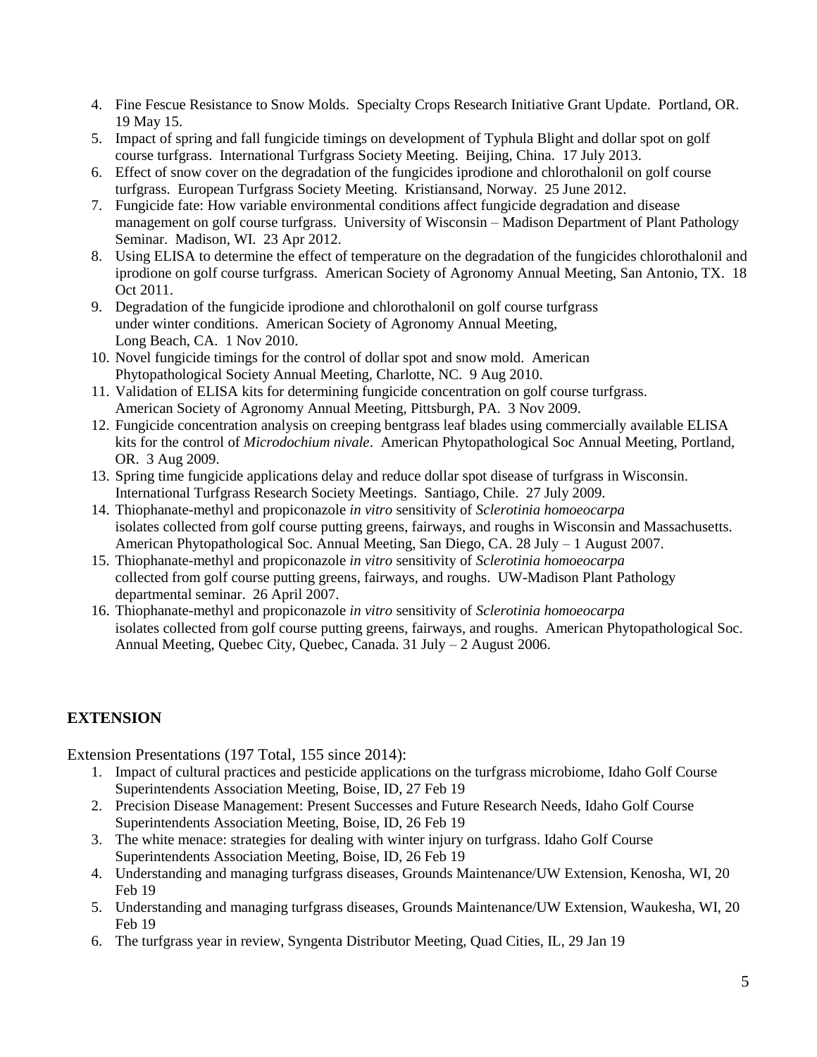4. Fine Fescue Resistance to Snow Molds. Specialty Crops Research Initiative Grant Update. Portland, OR. 19 May 15.
5. Impact of spring and fall fungicide timings on development of Typhula Blight and dollar spot on golf course turfgrass. International Turfgrass Society Meeting. Beijing, China. 17 July 2013.
6. Effect of snow cover on the degradation of the fungicides iprodione and chlorothalonil on golf course turfgrass. European Turfgrass Society Meeting. Kristiansand, Norway. 25 June 2012.
7. Fungicide fate: How variable environmental conditions affect fungicide degradation and disease management on golf course turfgrass. University of Wisconsin – Madison Department of Plant Pathology Seminar. Madison, WI. 23 Apr 2012.
8. Using ELISA to determine the effect of temperature on the degradation of the fungicides chlorothalonil and iprodione on golf course turfgrass. American Society of Agronomy Annual Meeting, San Antonio, TX. 18 Oct 2011.
9. Degradation of the fungicide iprodione and chlorothalonil on golf course turfgrass under winter conditions. American Society of Agronomy Annual Meeting, Long Beach, CA. 1 Nov 2010.
10. Novel fungicide timings for the control of dollar spot and snow mold. American Phytopathological Society Annual Meeting, Charlotte, NC. 9 Aug 2010.
11. Validation of ELISA kits for determining fungicide concentration on golf course turfgrass. American Society of Agronomy Annual Meeting, Pittsburgh, PA. 3 Nov 2009.
12. Fungicide concentration analysis on creeping bentgrass leaf blades using commercially available ELISA kits for the control of *Microdochium nivale*. American Phytopathological Soc Annual Meeting, Portland, OR. 3 Aug 2009.
13. Spring time fungicide applications delay and reduce dollar spot disease of turfgrass in Wisconsin. International Turfgrass Research Society Meetings. Santiago, Chile. 27 July 2009.
14. Thiophanate-methyl and propiconazole *in vitro* sensitivity of *Sclerotinia homoeocarpa* isolates collected from golf course putting greens, fairways, and roughs in Wisconsin and Massachusetts. American Phytopathological Soc. Annual Meeting, San Diego, CA. 28 July – 1 August 2007.
15. Thiophanate-methyl and propiconazole *in vitro* sensitivity of *Sclerotinia homoeocarpa* collected from golf course putting greens, fairways, and roughs. UW-Madison Plant Pathology departmental seminar. 26 April 2007.
16. Thiophanate-methyl and propiconazole *in vitro* sensitivity of *Sclerotinia homoeocarpa* isolates collected from golf course putting greens, fairways, and roughs. American Phytopathological Soc. Annual Meeting, Quebec City, Quebec, Canada. 31 July – 2 August 2006.

## EXTENSION

Extension Presentations (197 Total, 155 since 2014):

1. Impact of cultural practices and pesticide applications on the turfgrass microbiome, Idaho Golf Course Superintendents Association Meeting, Boise, ID, 27 Feb 19
2. Precision Disease Management: Present Successes and Future Research Needs, Idaho Golf Course Superintendents Association Meeting, Boise, ID, 26 Feb 19
3. The white menace: strategies for dealing with winter injury on turfgrass. Idaho Golf Course Superintendents Association Meeting, Boise, ID, 26 Feb 19
4. Understanding and managing turfgrass diseases, Grounds Maintenance/UW Extension, Kenosha, WI, 20 Feb 19
5. Understanding and managing turfgrass diseases, Grounds Maintenance/UW Extension, Waukesha, WI, 20 Feb 19
6. The turfgrass year in review, Syngenta Distributor Meeting, Quad Cities, IL, 29 Jan 19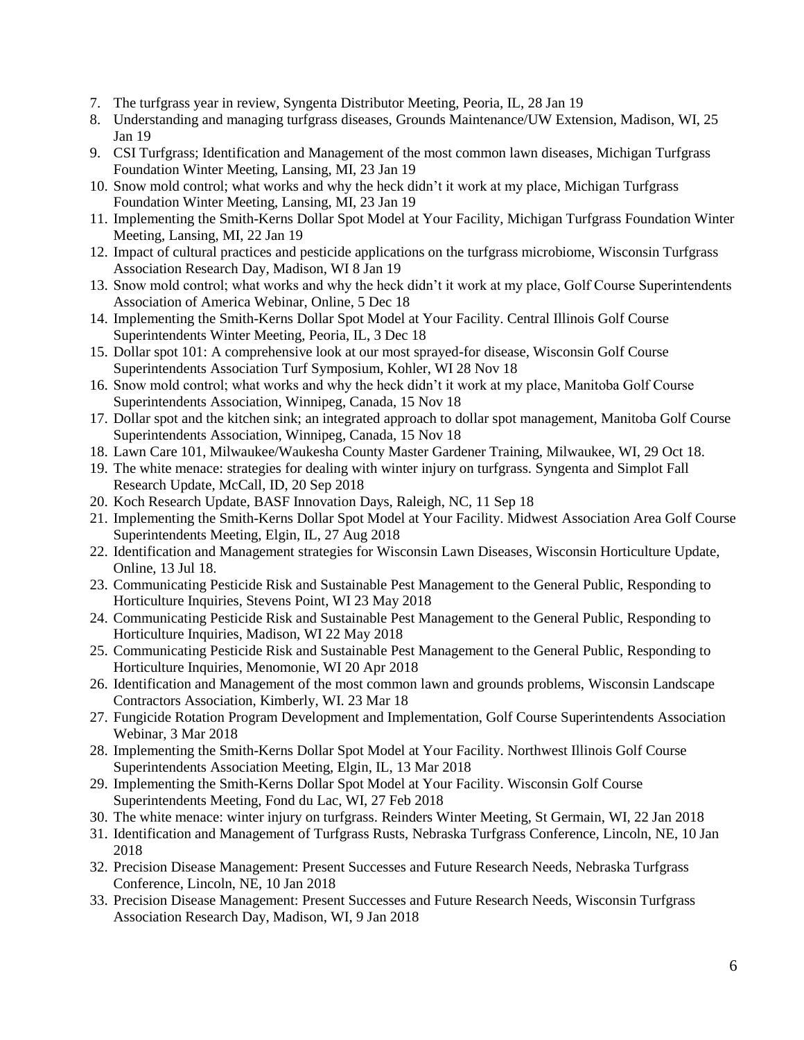7. The turfgrass year in review, Syngenta Distributor Meeting, Peoria, IL, 28 Jan 19
8. Understanding and managing turfgrass diseases, Grounds Maintenance/UW Extension, Madison, WI, 25 Jan 19
9. CSI Turfgrass; Identification and Management of the most common lawn diseases, Michigan Turfgrass Foundation Winter Meeting, Lansing, MI, 23 Jan 19
10. Snow mold control; what works and why the heck didn't it work at my place, Michigan Turfgrass Foundation Winter Meeting, Lansing, MI, 23 Jan 19
11. Implementing the Smith-Kerns Dollar Spot Model at Your Facility, Michigan Turfgrass Foundation Winter Meeting, Lansing, MI, 22 Jan 19
12. Impact of cultural practices and pesticide applications on the turfgrass microbiome, Wisconsin Turfgrass Association Research Day, Madison, WI 8 Jan 19
13. Snow mold control; what works and why the heck didn't it work at my place, Golf Course Superintendents Association of America Webinar, Online, 5 Dec 18
14. Implementing the Smith-Kerns Dollar Spot Model at Your Facility. Central Illinois Golf Course Superintendents Winter Meeting, Peoria, IL, 3 Dec 18
15. Dollar spot 101: A comprehensive look at our most sprayed-for disease, Wisconsin Golf Course Superintendents Association Turf Symposium, Kohler, WI 28 Nov 18
16. Snow mold control; what works and why the heck didn't it work at my place, Manitoba Golf Course Superintendents Association, Winnipeg, Canada, 15 Nov 18
17. Dollar spot and the kitchen sink; an integrated approach to dollar spot management, Manitoba Golf Course Superintendents Association, Winnipeg, Canada, 15 Nov 18
18. Lawn Care 101, Milwaukee/Waukesha County Master Gardener Training, Milwaukee, WI, 29 Oct 18.
19. The white menace: strategies for dealing with winter injury on turfgrass. Syngenta and Simplot Fall Research Update, McCall, ID, 20 Sep 2018
20. Koch Research Update, BASF Innovation Days, Raleigh, NC, 11 Sep 18
21. Implementing the Smith-Kerns Dollar Spot Model at Your Facility. Midwest Association Area Golf Course Superintendents Meeting, Elgin, IL, 27 Aug 2018
22. Identification and Management strategies for Wisconsin Lawn Diseases, Wisconsin Horticulture Update, Online, 13 Jul 18.
23. Communicating Pesticide Risk and Sustainable Pest Management to the General Public, Responding to Horticulture Inquiries, Stevens Point, WI 23 May 2018
24. Communicating Pesticide Risk and Sustainable Pest Management to the General Public, Responding to Horticulture Inquiries, Madison, WI 22 May 2018
25. Communicating Pesticide Risk and Sustainable Pest Management to the General Public, Responding to Horticulture Inquiries, Menomonie, WI 20 Apr 2018
26. Identification and Management of the most common lawn and grounds problems, Wisconsin Landscape Contractors Association, Kimberly, WI. 23 Mar 18
27. Fungicide Rotation Program Development and Implementation, Golf Course Superintendents Association Webinar, 3 Mar 2018
28. Implementing the Smith-Kerns Dollar Spot Model at Your Facility. Northwest Illinois Golf Course Superintendents Association Meeting, Elgin, IL, 13 Mar 2018
29. Implementing the Smith-Kerns Dollar Spot Model at Your Facility. Wisconsin Golf Course Superintendents Meeting, Fond du Lac, WI, 27 Feb 2018
30. The white menace: winter injury on turfgrass. Reinders Winter Meeting, St Germain, WI, 22 Jan 2018
31. Identification and Management of Turfgrass Rusts, Nebraska Turfgrass Conference, Lincoln, NE, 10 Jan 2018
32. Precision Disease Management: Present Successes and Future Research Needs, Nebraska Turfgrass Conference, Lincoln, NE, 10 Jan 2018
33. Precision Disease Management: Present Successes and Future Research Needs, Wisconsin Turfgrass Association Research Day, Madison, WI, 9 Jan 2018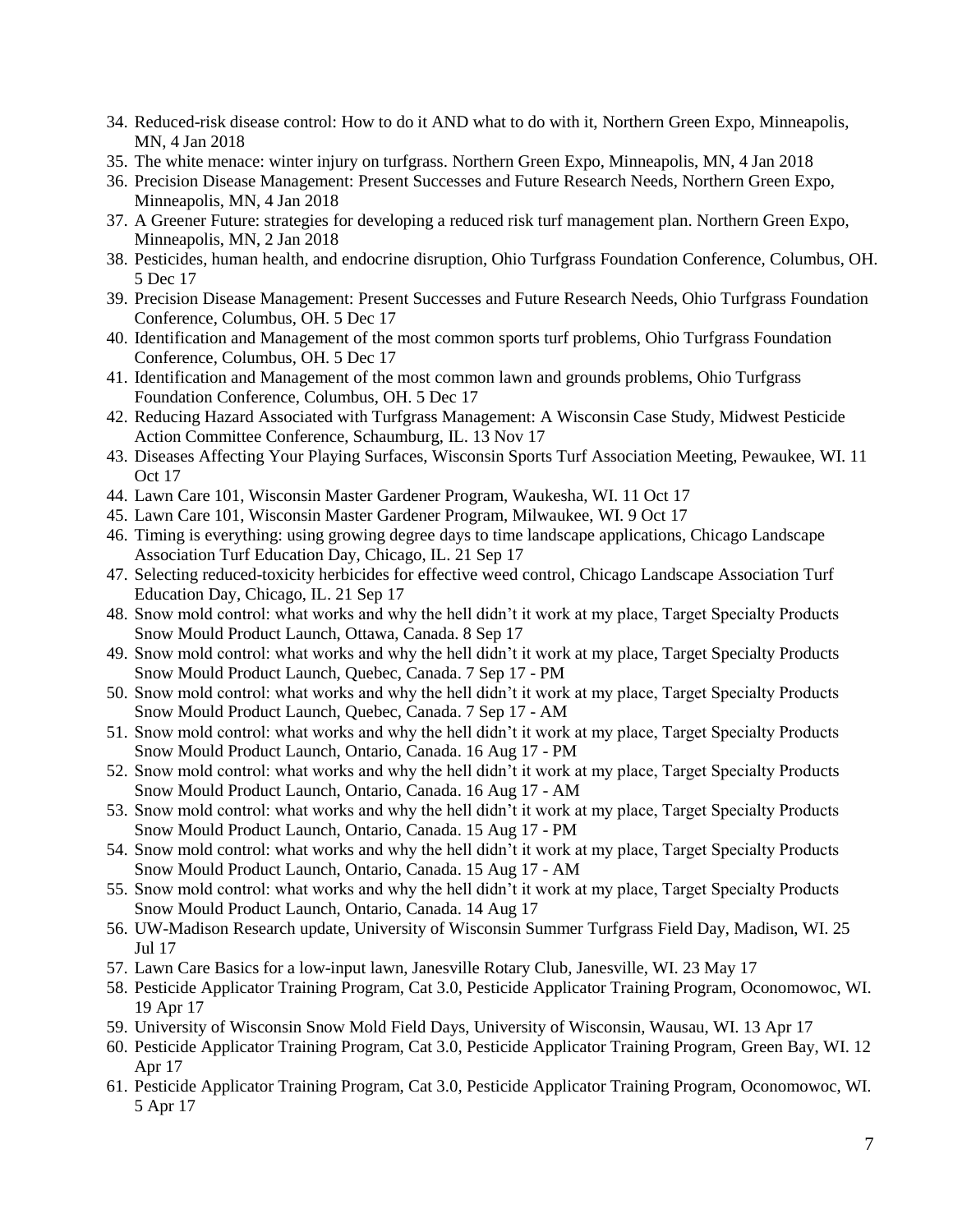34. Reduced-risk disease control: How to do it AND what to do with it, Northern Green Expo, Minneapolis, MN, 4 Jan 2018
35. The white menace: winter injury on turfgrass. Northern Green Expo, Minneapolis, MN, 4 Jan 2018
36. Precision Disease Management: Present Successes and Future Research Needs, Northern Green Expo, Minneapolis, MN, 4 Jan 2018
37. A Greener Future: strategies for developing a reduced risk turf management plan. Northern Green Expo, Minneapolis, MN, 2 Jan 2018
38. Pesticides, human health, and endocrine disruption, Ohio Turfgrass Foundation Conference, Columbus, OH. 5 Dec 17
39. Precision Disease Management: Present Successes and Future Research Needs, Ohio Turfgrass Foundation Conference, Columbus, OH. 5 Dec 17
40. Identification and Management of the most common sports turf problems, Ohio Turfgrass Foundation Conference, Columbus, OH. 5 Dec 17
41. Identification and Management of the most common lawn and grounds problems, Ohio Turfgrass Foundation Conference, Columbus, OH. 5 Dec 17
42. Reducing Hazard Associated with Turfgrass Management: A Wisconsin Case Study, Midwest Pesticide Action Committee Conference, Schaumburg, IL. 13 Nov 17
43. Diseases Affecting Your Playing Surfaces, Wisconsin Sports Turf Association Meeting, Pewaukee, WI. 11 Oct 17
44. Lawn Care 101, Wisconsin Master Gardener Program, Waukesha, WI. 11 Oct 17
45. Lawn Care 101, Wisconsin Master Gardener Program, Milwaukee, WI. 9 Oct 17
46. Timing is everything: using growing degree days to time landscape applications, Chicago Landscape Association Turf Education Day, Chicago, IL. 21 Sep 17
47. Selecting reduced-toxicity herbicides for effective weed control, Chicago Landscape Association Turf Education Day, Chicago, IL. 21 Sep 17
48. Snow mold control: what works and why the hell didn't it work at my place, Target Specialty Products Snow Mould Product Launch, Ottawa, Canada. 8 Sep 17
49. Snow mold control: what works and why the hell didn't it work at my place, Target Specialty Products Snow Mould Product Launch, Quebec, Canada. 7 Sep 17 - PM
50. Snow mold control: what works and why the hell didn't it work at my place, Target Specialty Products Snow Mould Product Launch, Quebec, Canada. 7 Sep 17 - AM
51. Snow mold control: what works and why the hell didn't it work at my place, Target Specialty Products Snow Mould Product Launch, Ontario, Canada. 16 Aug 17 - PM
52. Snow mold control: what works and why the hell didn't it work at my place, Target Specialty Products Snow Mould Product Launch, Ontario, Canada. 16 Aug 17 - AM
53. Snow mold control: what works and why the hell didn't it work at my place, Target Specialty Products Snow Mould Product Launch, Ontario, Canada. 15 Aug 17 - PM
54. Snow mold control: what works and why the hell didn't it work at my place, Target Specialty Products Snow Mould Product Launch, Ontario, Canada. 15 Aug 17 - AM
55. Snow mold control: what works and why the hell didn't it work at my place, Target Specialty Products Snow Mould Product Launch, Ontario, Canada. 14 Aug 17
56. UW-Madison Research update, University of Wisconsin Summer Turfgrass Field Day, Madison, WI. 25 Jul 17
57. Lawn Care Basics for a low-input lawn, Janesville Rotary Club, Janesville, WI. 23 May 17
58. Pesticide Applicator Training Program, Cat 3.0, Pesticide Applicator Training Program, Oconomowoc, WI. 19 Apr 17
59. University of Wisconsin Snow Mold Field Days, University of Wisconsin, Wausau, WI. 13 Apr 17
60. Pesticide Applicator Training Program, Cat 3.0, Pesticide Applicator Training Program, Green Bay, WI. 12 Apr 17
61. Pesticide Applicator Training Program, Cat 3.0, Pesticide Applicator Training Program, Oconomowoc, WI. 5 Apr 17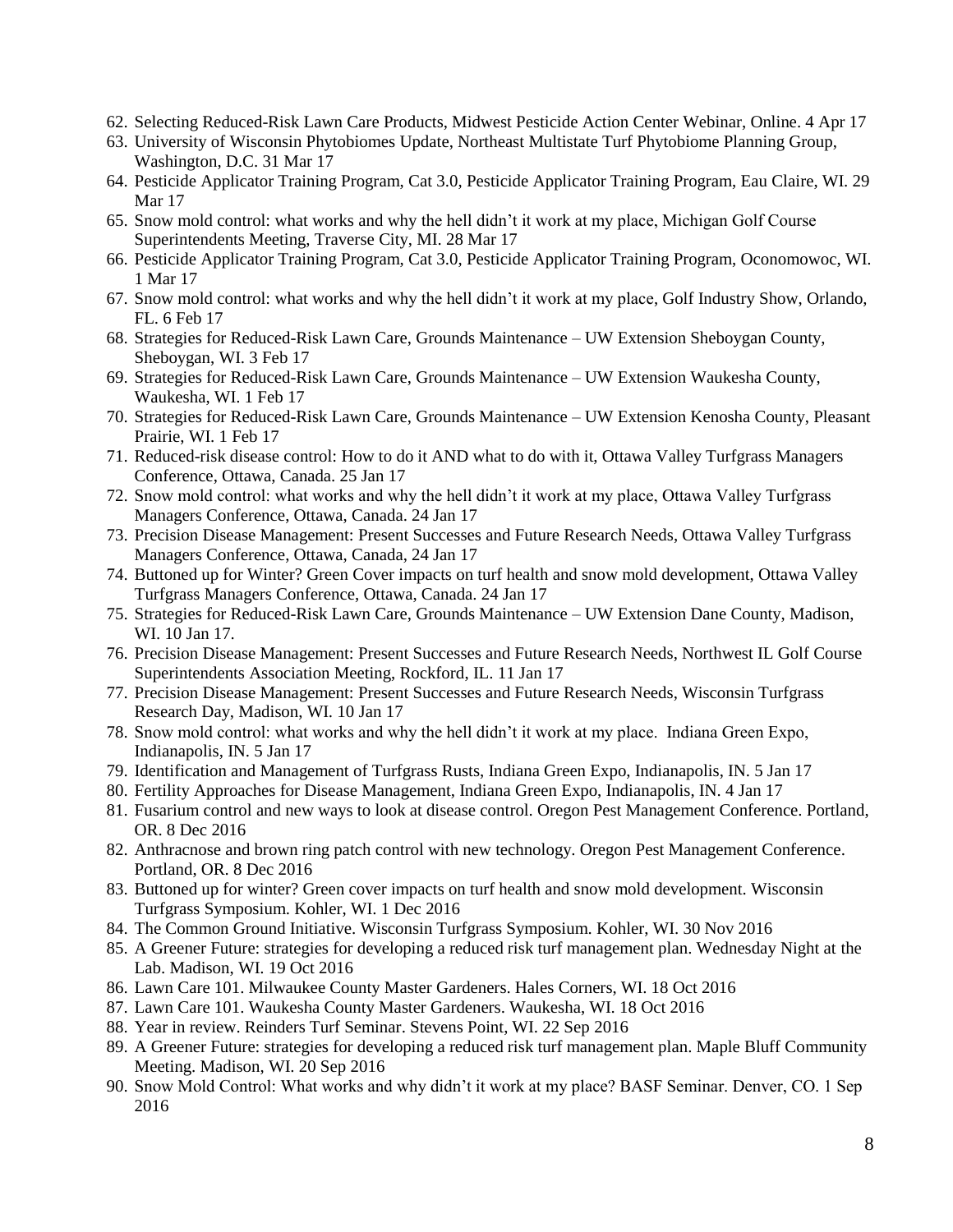62. Selecting Reduced-Risk Lawn Care Products, Midwest Pesticide Action Center Webinar, Online. 4 Apr 17
63. University of Wisconsin Phytobiomes Update, Northeast Multistate Turf Phytobiome Planning Group, Washington, D.C. 31 Mar 17
64. Pesticide Applicator Training Program, Cat 3.0, Pesticide Applicator Training Program, Eau Claire, WI. 29 Mar 17
65. Snow mold control: what works and why the hell didn't it work at my place, Michigan Golf Course Superintendents Meeting, Traverse City, MI. 28 Mar 17
66. Pesticide Applicator Training Program, Cat 3.0, Pesticide Applicator Training Program, Oconomowoc, WI. 1 Mar 17
67. Snow mold control: what works and why the hell didn't it work at my place, Golf Industry Show, Orlando, FL. 6 Feb 17
68. Strategies for Reduced-Risk Lawn Care, Grounds Maintenance – UW Extension Sheboygan County, Sheboygan, WI. 3 Feb 17
69. Strategies for Reduced-Risk Lawn Care, Grounds Maintenance – UW Extension Waukesha County, Waukesha, WI. 1 Feb 17
70. Strategies for Reduced-Risk Lawn Care, Grounds Maintenance – UW Extension Kenosha County, Pleasant Prairie, WI. 1 Feb 17
71. Reduced-risk disease control: How to do it AND what to do with it, Ottawa Valley Turfgrass Managers Conference, Ottawa, Canada. 25 Jan 17
72. Snow mold control: what works and why the hell didn't it work at my place, Ottawa Valley Turfgrass Managers Conference, Ottawa, Canada. 24 Jan 17
73. Precision Disease Management: Present Successes and Future Research Needs, Ottawa Valley Turfgrass Managers Conference, Ottawa, Canada, 24 Jan 17
74. Buttoned up for Winter? Green Cover impacts on turf health and snow mold development, Ottawa Valley Turfgrass Managers Conference, Ottawa, Canada. 24 Jan 17
75. Strategies for Reduced-Risk Lawn Care, Grounds Maintenance – UW Extension Dane County, Madison, WI. 10 Jan 17.
76. Precision Disease Management: Present Successes and Future Research Needs, Northwest IL Golf Course Superintendents Association Meeting, Rockford, IL. 11 Jan 17
77. Precision Disease Management: Present Successes and Future Research Needs, Wisconsin Turfgrass Research Day, Madison, WI. 10 Jan 17
78. Snow mold control: what works and why the hell didn't it work at my place. Indiana Green Expo, Indianapolis, IN. 5 Jan 17
79. Identification and Management of Turfgrass Rusts, Indiana Green Expo, Indianapolis, IN. 5 Jan 17
80. Fertility Approaches for Disease Management, Indiana Green Expo, Indianapolis, IN. 4 Jan 17
81. Fusarium control and new ways to look at disease control. Oregon Pest Management Conference. Portland, OR. 8 Dec 2016
82. Anthracnose and brown ring patch control with new technology. Oregon Pest Management Conference. Portland, OR. 8 Dec 2016
83. Buttoned up for winter? Green cover impacts on turf health and snow mold development. Wisconsin Turfgrass Symposium. Kohler, WI. 1 Dec 2016
84. The Common Ground Initiative. Wisconsin Turfgrass Symposium. Kohler, WI. 30 Nov 2016
85. A Greener Future: strategies for developing a reduced risk turf management plan. Wednesday Night at the Lab. Madison, WI. 19 Oct 2016
86. Lawn Care 101. Milwaukee County Master Gardeners. Hales Corners, WI. 18 Oct 2016
87. Lawn Care 101. Waukesha County Master Gardeners. Waukesha, WI. 18 Oct 2016
88. Year in review. Reinders Turf Seminar. Stevens Point, WI. 22 Sep 2016
89. A Greener Future: strategies for developing a reduced risk turf management plan. Maple Bluff Community Meeting. Madison, WI. 20 Sep 2016
90. Snow Mold Control: What works and why didn't it work at my place? BASF Seminar. Denver, CO. 1 Sep 2016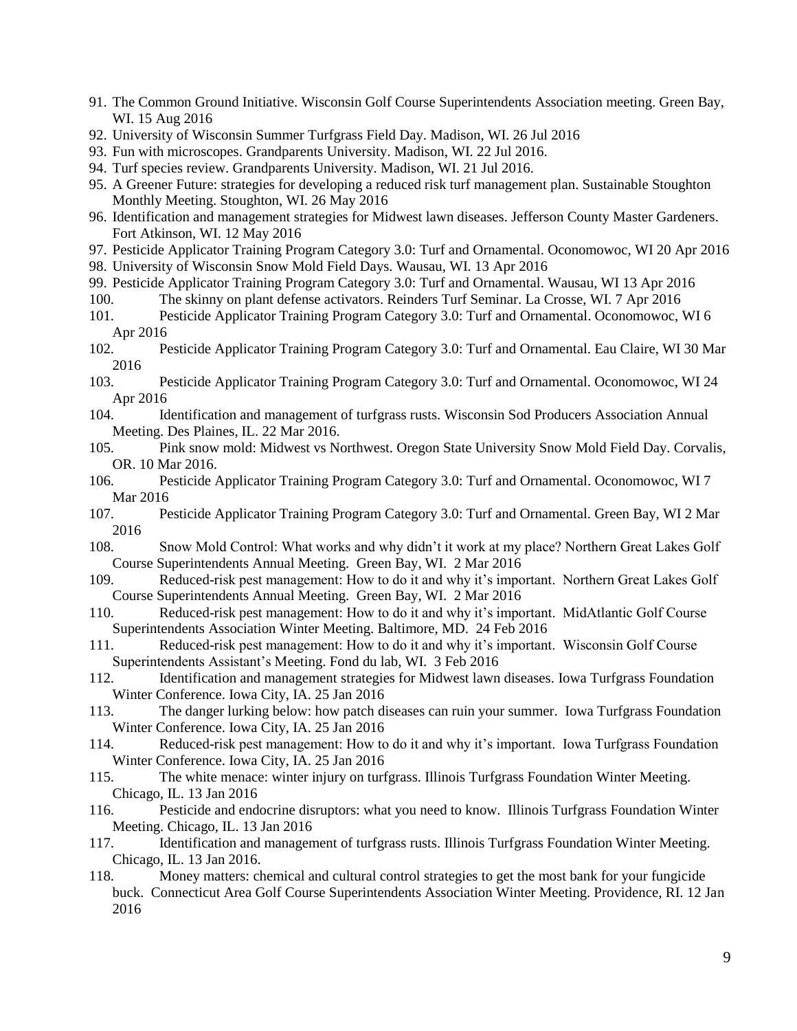91. The Common Ground Initiative. Wisconsin Golf Course Superintendents Association meeting. Green Bay, WI. 15 Aug 2016
92. University of Wisconsin Summer Turfgrass Field Day. Madison, WI. 26 Jul 2016
93. Fun with microscopes. Grandparents University. Madison, WI. 22 Jul 2016.
94. Turf species review. Grandparents University. Madison, WI. 21 Jul 2016.
95. A Greener Future: strategies for developing a reduced risk turf management plan. Sustainable Stoughton Monthly Meeting. Stoughton, WI. 26 May 2016
96. Identification and management strategies for Midwest lawn diseases. Jefferson County Master Gardeners. Fort Atkinson, WI. 12 May 2016
97. Pesticide Applicator Training Program Category 3.0: Turf and Ornamental. Oconomowoc, WI 20 Apr 2016
98. University of Wisconsin Snow Mold Field Days. Wausau, WI. 13 Apr 2016
99. Pesticide Applicator Training Program Category 3.0: Turf and Ornamental. Wausau, WI 13 Apr 2016
100. The skinny on plant defense activators. Reinders Turf Seminar. La Crosse, WI. 7 Apr 2016
101. Pesticide Applicator Training Program Category 3.0: Turf and Ornamental. Oconomowoc, WI 6 Apr 2016
102. Pesticide Applicator Training Program Category 3.0: Turf and Ornamental. Eau Claire, WI 30 Mar 2016
103. Pesticide Applicator Training Program Category 3.0: Turf and Ornamental. Oconomowoc, WI 24 Apr 2016
104. Identification and management of turfgrass rusts. Wisconsin Sod Producers Association Annual Meeting. Des Plaines, IL. 22 Mar 2016.
105. Pink snow mold: Midwest vs Northwest. Oregon State University Snow Mold Field Day. Corvalis, OR. 10 Mar 2016.
106. Pesticide Applicator Training Program Category 3.0: Turf and Ornamental. Oconomowoc, WI 7 Mar 2016
107. Pesticide Applicator Training Program Category 3.0: Turf and Ornamental. Green Bay, WI 2 Mar 2016
108. Snow Mold Control: What works and why didn't it work at my place? Northern Great Lakes Golf Course Superintendents Annual Meeting. Green Bay, WI. 2 Mar 2016
109. Reduced-risk pest management: How to do it and why it's important. Northern Great Lakes Golf Course Superintendents Annual Meeting. Green Bay, WI. 2 Mar 2016
110. Reduced-risk pest management: How to do it and why it's important. MidAtlantic Golf Course Superintendents Association Winter Meeting. Baltimore, MD. 24 Feb 2016
111. Reduced-risk pest management: How to do it and why it's important. Wisconsin Golf Course Superintendents Assistant's Meeting. Fond du lab, WI. 3 Feb 2016
112. Identification and management strategies for Midwest lawn diseases. Iowa Turfgrass Foundation Winter Conference. Iowa City, IA. 25 Jan 2016
113. The danger lurking below: how patch diseases can ruin your summer. Iowa Turfgrass Foundation Winter Conference. Iowa City, IA. 25 Jan 2016
114. Reduced-risk pest management: How to do it and why it's important. Iowa Turfgrass Foundation Winter Conference. Iowa City, IA. 25 Jan 2016
115. The white menace: winter injury on turfgrass. Illinois Turfgrass Foundation Winter Meeting. Chicago, IL. 13 Jan 2016
116. Pesticide and endocrine disruptors: what you need to know. Illinois Turfgrass Foundation Winter Meeting. Chicago, IL. 13 Jan 2016
117. Identification and management of turfgrass rusts. Illinois Turfgrass Foundation Winter Meeting. Chicago, IL. 13 Jan 2016.
118. Money matters: chemical and cultural control strategies to get the most bank for your fungicide buck. Connecticut Area Golf Course Superintendents Association Winter Meeting. Providence, RI. 12 Jan 2016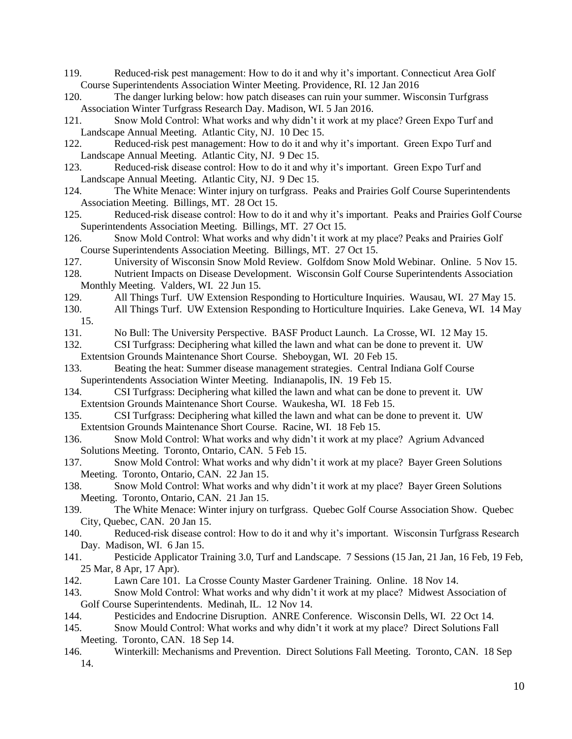119. Reduced-risk pest management: How to do it and why it's important. Connecticut Area Golf Course Superintendents Association Winter Meeting. Providence, RI. 12 Jan 2016
120. The danger lurking below: how patch diseases can ruin your summer. Wisconsin Turfgrass Association Winter Turfgrass Research Day. Madison, WI. 5 Jan 2016.
121. Snow Mold Control: What works and why didn't it work at my place? Green Expo Turf and Landscape Annual Meeting. Atlantic City, NJ. 10 Dec 15.
122. Reduced-risk pest management: How to do it and why it's important. Green Expo Turf and Landscape Annual Meeting. Atlantic City, NJ. 9 Dec 15.
123. Reduced-risk disease control: How to do it and why it's important. Green Expo Turf and Landscape Annual Meeting. Atlantic City, NJ. 9 Dec 15.
124. The White Menace: Winter injury on turfgrass. Peaks and Prairies Golf Course Superintendents Association Meeting. Billings, MT. 28 Oct 15.
125. Reduced-risk disease control: How to do it and why it's important. Peaks and Prairies Golf Course Superintendents Association Meeting. Billings, MT. 27 Oct 15.
126. Snow Mold Control: What works and why didn't it work at my place? Peaks and Prairies Golf Course Superintendents Association Meeting. Billings, MT. 27 Oct 15.
127. University of Wisconsin Snow Mold Review. Golfdom Snow Mold Webinar. Online. 5 Nov 15.
128. Nutrient Impacts on Disease Development. Wisconsin Golf Course Superintendents Association Monthly Meeting. Valders, WI. 22 Jun 15.
129. All Things Turf. UW Extension Responding to Horticulture Inquiries. Wausau, WI. 27 May 15.
130. All Things Turf. UW Extension Responding to Horticulture Inquiries. Lake Geneva, WI. 14 May 15.
131. No Bull: The University Perspective. BASF Product Launch. La Crosse, WI. 12 May 15.
132. CSI Turfgrass: Deciphering what killed the lawn and what can be done to prevent it. UW Extentsion Grounds Maintenance Short Course. Sheboygan, WI. 20 Feb 15.
133. Beating the heat: Summer disease management strategies. Central Indiana Golf Course Superintendents Association Winter Meeting. Indianapolis, IN. 19 Feb 15.
134. CSI Turfgrass: Deciphering what killed the lawn and what can be done to prevent it. UW Extentsion Grounds Maintenance Short Course. Waukesha, WI. 18 Feb 15.
135. CSI Turfgrass: Deciphering what killed the lawn and what can be done to prevent it. UW Extentsion Grounds Maintenance Short Course. Racine, WI. 18 Feb 15.
136. Snow Mold Control: What works and why didn't it work at my place? Agrium Advanced Solutions Meeting. Toronto, Ontario, CAN. 5 Feb 15.
137. Snow Mold Control: What works and why didn't it work at my place? Bayer Green Solutions Meeting. Toronto, Ontario, CAN. 22 Jan 15.
138. Snow Mold Control: What works and why didn't it work at my place? Bayer Green Solutions Meeting. Toronto, Ontario, CAN. 21 Jan 15.
139. The White Menace: Winter injury on turfgrass. Quebec Golf Course Association Show. Quebec City, Quebec, CAN. 20 Jan 15.
140. Reduced-risk disease control: How to do it and why it's important. Wisconsin Turfgrass Research Day. Madison, WI. 6 Jan 15.
141. Pesticide Applicator Training 3.0, Turf and Landscape. 7 Sessions (15 Jan, 21 Jan, 16 Feb, 19 Feb, 25 Mar, 8 Apr, 17 Apr).
142. Lawn Care 101. La Crosse County Master Gardener Training. Online. 18 Nov 14.
143. Snow Mold Control: What works and why didn't it work at my place? Midwest Association of Golf Course Superintendents. Medinah, IL. 12 Nov 14.
144. Pesticides and Endocrine Disruption. ANRE Conference. Wisconsin Dells, WI. 22 Oct 14.
145. Snow Mould Control: What works and why didn't it work at my place? Direct Solutions Fall Meeting. Toronto, CAN. 18 Sep 14.
146. Winterkill: Mechanisms and Prevention. Direct Solutions Fall Meeting. Toronto, CAN. 18 Sep 14.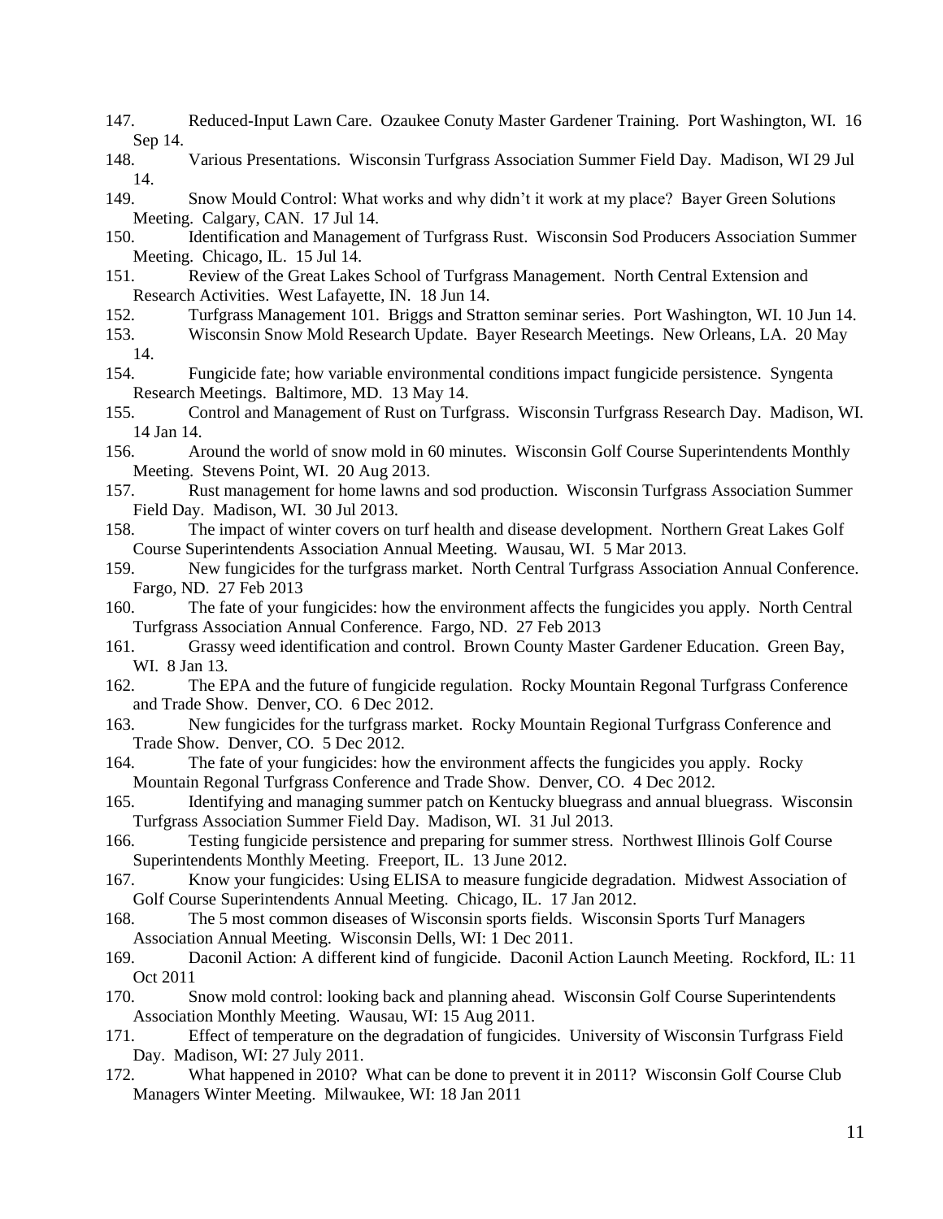147. Reduced-Input Lawn Care. Ozaukee Conuty Master Gardener Training. Port Washington, WI. 16 Sep 14.
148. Various Presentations. Wisconsin Turfgrass Association Summer Field Day. Madison, WI 29 Jul 14.
149. Snow Mould Control: What works and why didn't it work at my place? Bayer Green Solutions Meeting. Calgary, CAN. 17 Jul 14.
150. Identification and Management of Turfgrass Rust. Wisconsin Sod Producers Association Summer Meeting. Chicago, IL. 15 Jul 14.
151. Review of the Great Lakes School of Turfgrass Management. North Central Extension and Research Activities. West Lafayette, IN. 18 Jun 14.
152. Turfgrass Management 101. Briggs and Stratton seminar series. Port Washington, WI. 10 Jun 14.
153. Wisconsin Snow Mold Research Update. Bayer Research Meetings. New Orleans, LA. 20 May 14.
154. Fungicide fate; how variable environmental conditions impact fungicide persistence. Syngenta Research Meetings. Baltimore, MD. 13 May 14.
155. Control and Management of Rust on Turfgrass. Wisconsin Turfgrass Research Day. Madison, WI. 14 Jan 14.
156. Around the world of snow mold in 60 minutes. Wisconsin Golf Course Superintendents Monthly Meeting. Stevens Point, WI. 20 Aug 2013.
157. Rust management for home lawns and sod production. Wisconsin Turfgrass Association Summer Field Day. Madison, WI. 30 Jul 2013.
158. The impact of winter covers on turf health and disease development. Northern Great Lakes Golf Course Superintendents Association Annual Meeting. Wausau, WI. 5 Mar 2013.
159. New fungicides for the turfgrass market. North Central Turfgrass Association Annual Conference. Fargo, ND. 27 Feb 2013
160. The fate of your fungicides: how the environment affects the fungicides you apply. North Central Turfgrass Association Annual Conference. Fargo, ND. 27 Feb 2013
161. Grassy weed identification and control. Brown County Master Gardener Education. Green Bay, WI. 8 Jan 13.
162. The EPA and the future of fungicide regulation. Rocky Mountain Regonal Turfgrass Conference and Trade Show. Denver, CO. 6 Dec 2012.
163. New fungicides for the turfgrass market. Rocky Mountain Regional Turfgrass Conference and Trade Show. Denver, CO. 5 Dec 2012.
164. The fate of your fungicides: how the environment affects the fungicides you apply. Rocky Mountain Regonal Turfgrass Conference and Trade Show. Denver, CO. 4 Dec 2012.
165. Identifying and managing summer patch on Kentucky bluegrass and annual bluegrass. Wisconsin Turfgrass Association Summer Field Day. Madison, WI. 31 Jul 2013.
166. Testing fungicide persistence and preparing for summer stress. Northwest Illinois Golf Course Superintendents Monthly Meeting. Freeport, IL. 13 June 2012.
167. Know your fungicides: Using ELISA to measure fungicide degradation. Midwest Association of Golf Course Superintendents Annual Meeting. Chicago, IL. 17 Jan 2012.
168. The 5 most common diseases of Wisconsin sports fields. Wisconsin Sports Turf Managers Association Annual Meeting. Wisconsin Dells, WI: 1 Dec 2011.
169. Daconil Action: A different kind of fungicide. Daconil Action Launch Meeting. Rockford, IL: 11 Oct 2011
170. Snow mold control: looking back and planning ahead. Wisconsin Golf Course Superintendents Association Monthly Meeting. Wausau, WI: 15 Aug 2011.
171. Effect of temperature on the degradation of fungicides. University of Wisconsin Turfgrass Field Day. Madison, WI: 27 July 2011.
172. What happened in 2010? What can be done to prevent it in 2011? Wisconsin Golf Course Club Managers Winter Meeting. Milwaukee, WI: 18 Jan 2011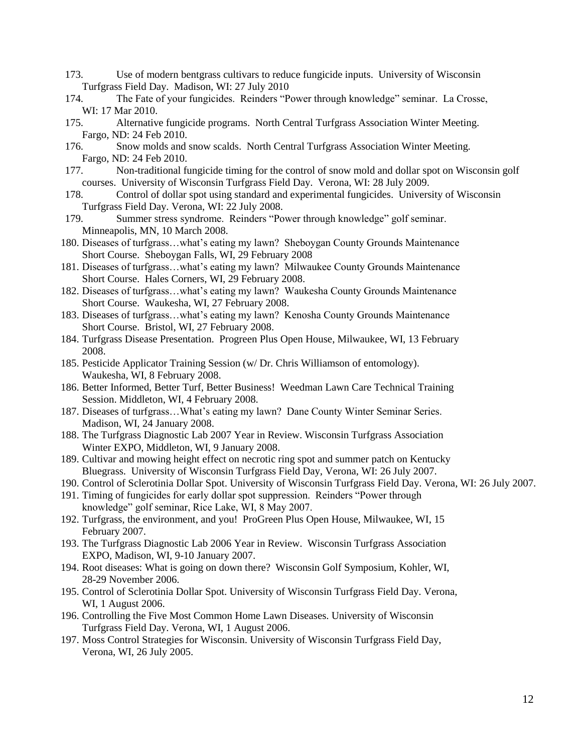173. Use of modern bentgrass cultivars to reduce fungicide inputs. University of Wisconsin Turfgrass Field Day. Madison, WI: 27 July 2010
174. The Fate of your fungicides. Reinders "Power through knowledge" seminar. La Crosse, WI: 17 Mar 2010.
175. Alternative fungicide programs. North Central Turfgrass Association Winter Meeting. Fargo, ND: 24 Feb 2010.
176. Snow molds and snow scalds. North Central Turfgrass Association Winter Meeting. Fargo, ND: 24 Feb 2010.
177. Non-traditional fungicide timing for the control of snow mold and dollar spot on Wisconsin golf courses. University of Wisconsin Turfgrass Field Day. Verona, WI: 28 July 2009.
178. Control of dollar spot using standard and experimental fungicides. University of Wisconsin Turfgrass Field Day. Verona, WI: 22 July 2008.
179. Summer stress syndrome. Reinders "Power through knowledge" golf seminar. Minneapolis, MN, 10 March 2008.
180. Diseases of turfgrass…what's eating my lawn? Sheboygan County Grounds Maintenance Short Course. Sheboygan Falls, WI, 29 February 2008
181. Diseases of turfgrass…what's eating my lawn? Milwaukee County Grounds Maintenance Short Course. Hales Corners, WI, 29 February 2008.
182. Diseases of turfgrass…what's eating my lawn? Waukesha County Grounds Maintenance Short Course. Waukesha, WI, 27 February 2008.
183. Diseases of turfgrass…what's eating my lawn? Kenosha County Grounds Maintenance Short Course. Bristol, WI, 27 February 2008.
184. Turfgrass Disease Presentation. Progreen Plus Open House, Milwaukee, WI, 13 February 2008.
185. Pesticide Applicator Training Session (w/ Dr. Chris Williamson of entomology). Waukesha, WI, 8 February 2008.
186. Better Informed, Better Turf, Better Business! Weedman Lawn Care Technical Training Session. Middleton, WI, 4 February 2008.
187. Diseases of turfgrass…What's eating my lawn? Dane County Winter Seminar Series. Madison, WI, 24 January 2008.
188. The Turfgrass Diagnostic Lab 2007 Year in Review. Wisconsin Turfgrass Association Winter EXPO, Middleton, WI, 9 January 2008.
189. Cultivar and mowing height effect on necrotic ring spot and summer patch on Kentucky Bluegrass. University of Wisconsin Turfgrass Field Day, Verona, WI: 26 July 2007.
190. Control of Sclerotinia Dollar Spot. University of Wisconsin Turfgrass Field Day. Verona, WI: 26 July 2007.
191. Timing of fungicides for early dollar spot suppression. Reinders "Power through knowledge" golf seminar, Rice Lake, WI, 8 May 2007.
192. Turfgrass, the environment, and you! ProGreen Plus Open House, Milwaukee, WI, 15 February 2007.
193. The Turfgrass Diagnostic Lab 2006 Year in Review. Wisconsin Turfgrass Association EXPO, Madison, WI, 9-10 January 2007.
194. Root diseases: What is going on down there? Wisconsin Golf Symposium, Kohler, WI, 28-29 November 2006.
195. Control of Sclerotinia Dollar Spot. University of Wisconsin Turfgrass Field Day. Verona, WI, 1 August 2006.
196. Controlling the Five Most Common Home Lawn Diseases. University of Wisconsin Turfgrass Field Day. Verona, WI, 1 August 2006.
197. Moss Control Strategies for Wisconsin. University of Wisconsin Turfgrass Field Day, Verona, WI, 26 July 2005.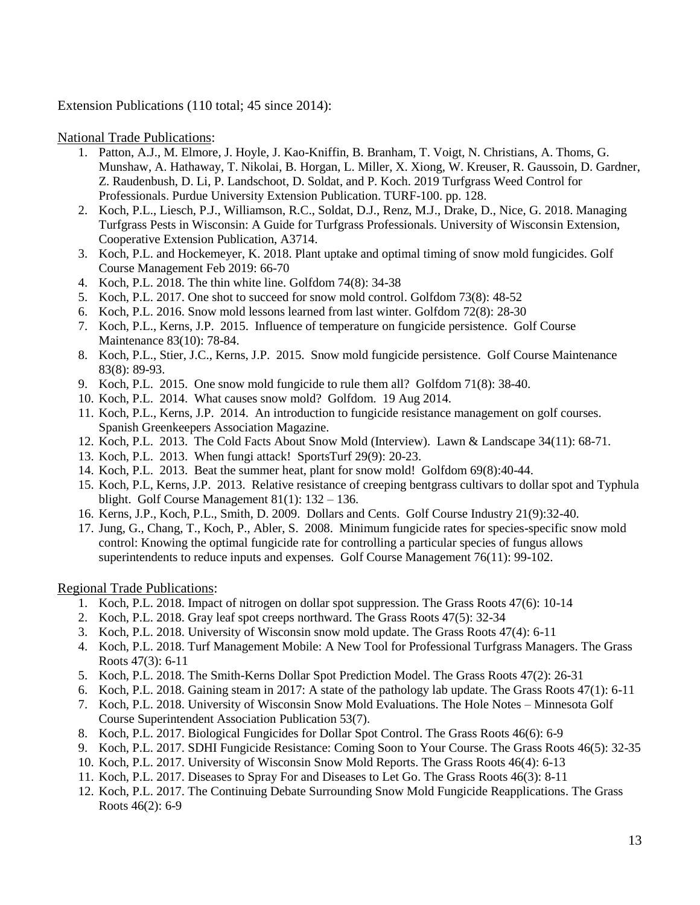Extension Publications (110 total; 45 since 2014):

National Trade Publications:

1. Patton, A.J., M. Elmore, J. Hoyle, J. Kao-Kniffin, B. Branham, T. Voigt, N. Christians, A. Thoms, G. Munshaw, A. Hathaway, T. Nikolai, B. Horgan, L. Miller, X. Xiong, W. Kreuser, R. Gaussoin, D. Gardner, Z. Raudenbush, D. Li, P. Landschoot, D. Soldat, and P. Koch. 2019 Turfgrass Weed Control for Professionals. Purdue University Extension Publication. TURF-100. pp. 128.
2. Koch, P.L., Liesch, P.J., Williamson, R.C., Soldat, D.J., Renz, M.J., Drake, D., Nice, G. 2018. Managing Turfgrass Pests in Wisconsin: A Guide for Turfgrass Professionals. University of Wisconsin Extension, Cooperative Extension Publication, A3714.
3. Koch, P.L. and Hockemeyer, K. 2018. Plant uptake and optimal timing of snow mold fungicides. Golf Course Management Feb 2019: 66-70
4. Koch, P.L. 2018. The thin white line. Golfdom 74(8): 34-38
5. Koch, P.L. 2017. One shot to succeed for snow mold control. Golfdom 73(8): 48-52
6. Koch, P.L. 2016. Snow mold lessons learned from last winter. Golfdom 72(8): 28-30
7. Koch, P.L., Kerns, J.P. 2015. Influence of temperature on fungicide persistence. Golf Course Maintenance 83(10): 78-84.
8. Koch, P.L., Stier, J.C., Kerns, J.P. 2015. Snow mold fungicide persistence. Golf Course Maintenance 83(8): 89-93.
9. Koch, P.L. 2015. One snow mold fungicide to rule them all? Golfdom 71(8): 38-40.
10. Koch, P.L. 2014. What causes snow mold? Golfdom. 19 Aug 2014.
11. Koch, P.L., Kerns, J.P. 2014. An introduction to fungicide resistance management on golf courses. Spanish Greenkeepers Association Magazine.
12. Koch, P.L. 2013. The Cold Facts About Snow Mold (Interview). Lawn & Landscape 34(11): 68-71.
13. Koch, P.L. 2013. When fungi attack! SportsTurf 29(9): 20-23.
14. Koch, P.L. 2013. Beat the summer heat, plant for snow mold! Golfdom 69(8):40-44.
15. Koch, P.L, Kerns, J.P. 2013. Relative resistance of creeping bentgrass cultivars to dollar spot and Typhula blight. Golf Course Management 81(1): 132 – 136.
16. Kerns, J.P., Koch, P.L., Smith, D. 2009. Dollars and Cents. Golf Course Industry 21(9):32-40.
17. Jung, G., Chang, T., Koch, P., Abler, S. 2008. Minimum fungicide rates for species-specific snow mold control: Knowing the optimal fungicide rate for controlling a particular species of fungus allows superintendents to reduce inputs and expenses. Golf Course Management 76(11): 99-102.

Regional Trade Publications:

1. Koch, P.L. 2018. Impact of nitrogen on dollar spot suppression. The Grass Roots 47(6): 10-14
2. Koch, P.L. 2018. Gray leaf spot creeps northward. The Grass Roots 47(5): 32-34
3. Koch, P.L. 2018. University of Wisconsin snow mold update. The Grass Roots 47(4): 6-11
4. Koch, P.L. 2018. Turf Management Mobile: A New Tool for Professional Turfgrass Managers. The Grass Roots 47(3): 6-11
5. Koch, P.L. 2018. The Smith-Kerns Dollar Spot Prediction Model. The Grass Roots 47(2): 26-31
6. Koch, P.L. 2018. Gaining steam in 2017: A state of the pathology lab update. The Grass Roots 47(1): 6-11
7. Koch, P.L. 2018. University of Wisconsin Snow Mold Evaluations. The Hole Notes – Minnesota Golf Course Superintendent Association Publication 53(7).
8. Koch, P.L. 2017. Biological Fungicides for Dollar Spot Control. The Grass Roots 46(6): 6-9
9. Koch, P.L. 2017. SDHI Fungicide Resistance: Coming Soon to Your Course. The Grass Roots 46(5): 32-35
10. Koch, P.L. 2017. University of Wisconsin Snow Mold Reports. The Grass Roots 46(4): 6-13
11. Koch, P.L. 2017. Diseases to Spray For and Diseases to Let Go. The Grass Roots 46(3): 8-11
12. Koch, P.L. 2017. The Continuing Debate Surrounding Snow Mold Fungicide Reapplications. The Grass Roots 46(2): 6-9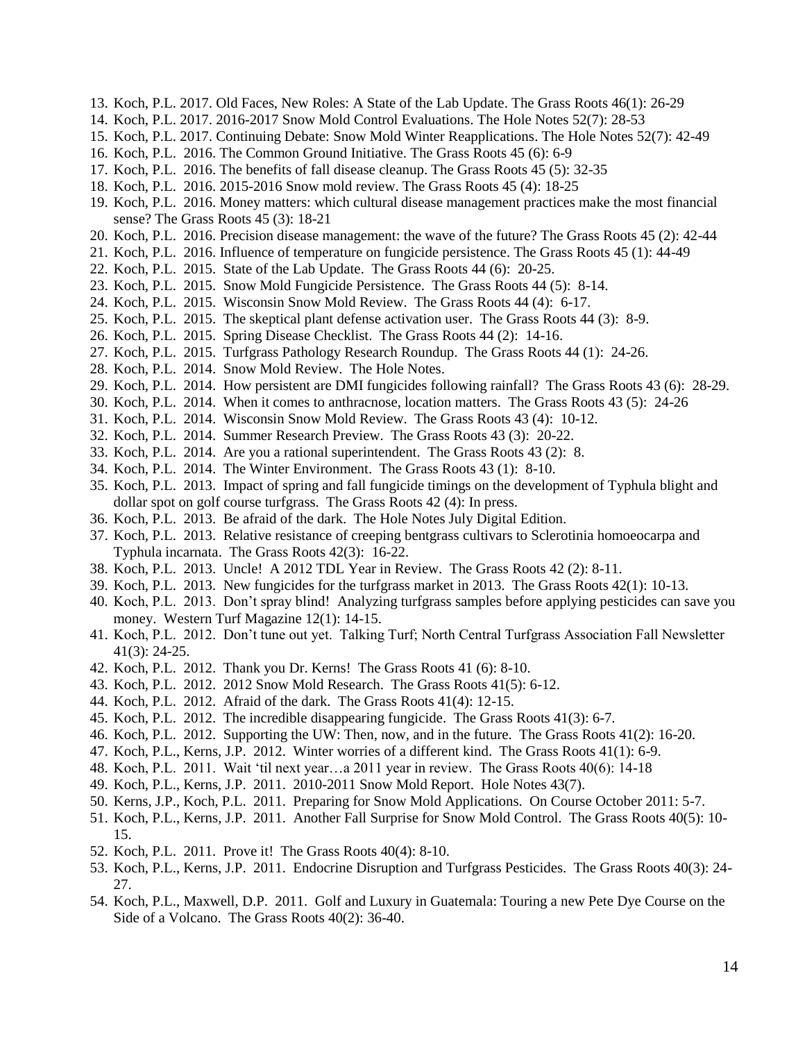13. Koch, P.L. 2017. Old Faces, New Roles: A State of the Lab Update. The Grass Roots 46(1): 26-29
14. Koch, P.L. 2017. 2016-2017 Snow Mold Control Evaluations. The Hole Notes 52(7): 28-53
15. Koch, P.L. 2017. Continuing Debate: Snow Mold Winter Reapplications. The Hole Notes 52(7): 42-49
16. Koch, P.L. 2016. The Common Ground Initiative. The Grass Roots 45 (6): 6-9
17. Koch, P.L. 2016. The benefits of fall disease cleanup. The Grass Roots 45 (5): 32-35
18. Koch, P.L. 2016. 2015-2016 Snow mold review. The Grass Roots 45 (4): 18-25
19. Koch, P.L. 2016. Money matters: which cultural disease management practices make the most financial sense? The Grass Roots 45 (3): 18-21
20. Koch, P.L. 2016. Precision disease management: the wave of the future? The Grass Roots 45 (2): 42-44
21. Koch, P.L. 2016. Influence of temperature on fungicide persistence. The Grass Roots 45 (1): 44-49
22. Koch, P.L. 2015. State of the Lab Update. The Grass Roots 44 (6): 20-25.
23. Koch, P.L. 2015. Snow Mold Fungicide Persistence. The Grass Roots 44 (5): 8-14.
24. Koch, P.L. 2015. Wisconsin Snow Mold Review. The Grass Roots 44 (4): 6-17.
25. Koch, P.L. 2015. The skeptical plant defense activation user. The Grass Roots 44 (3): 8-9.
26. Koch, P.L. 2015. Spring Disease Checklist. The Grass Roots 44 (2): 14-16.
27. Koch, P.L. 2015. Turfgrass Pathology Research Roundup. The Grass Roots 44 (1): 24-26.
28. Koch, P.L. 2014. Snow Mold Review. The Hole Notes.
29. Koch, P.L. 2014. How persistent are DMI fungicides following rainfall? The Grass Roots 43 (6): 28-29.
30. Koch, P.L. 2014. When it comes to anthracnose, location matters. The Grass Roots 43 (5): 24-26
31. Koch, P.L. 2014. Wisconsin Snow Mold Review. The Grass Roots 43 (4): 10-12.
32. Koch, P.L. 2014. Summer Research Preview. The Grass Roots 43 (3): 20-22.
33. Koch, P.L. 2014. Are you a rational superintendent. The Grass Roots 43 (2): 8.
34. Koch, P.L. 2014. The Winter Environment. The Grass Roots 43 (1): 8-10.
35. Koch, P.L. 2013. Impact of spring and fall fungicide timings on the development of Typhula blight and dollar spot on golf course turfgrass. The Grass Roots 42 (4): In press.
36. Koch, P.L. 2013. Be afraid of the dark. The Hole Notes July Digital Edition.
37. Koch, P.L. 2013. Relative resistance of creeping bentgrass cultivars to Sclerotinia homoeocarpa and Typhula incarnata. The Grass Roots 42(3): 16-22.
38. Koch, P.L. 2013. Uncle! A 2012 TDL Year in Review. The Grass Roots 42 (2): 8-11.
39. Koch, P.L. 2013. New fungicides for the turfgrass market in 2013. The Grass Roots 42(1): 10-13.
40. Koch, P.L. 2013. Don't spray blind! Analyzing turfgrass samples before applying pesticides can save you money. Western Turf Magazine 12(1): 14-15.
41. Koch, P.L. 2012. Don't tune out yet. Talking Turf; North Central Turfgrass Association Fall Newsletter 41(3): 24-25.
42. Koch, P.L. 2012. Thank you Dr. Kerns! The Grass Roots 41 (6): 8-10.
43. Koch, P.L. 2012. 2012 Snow Mold Research. The Grass Roots 41(5): 6-12.
44. Koch, P.L. 2012. Afraid of the dark. The Grass Roots 41(4): 12-15.
45. Koch, P.L. 2012. The incredible disappearing fungicide. The Grass Roots 41(3): 6-7.
46. Koch, P.L. 2012. Supporting the UW: Then, now, and in the future. The Grass Roots 41(2): 16-20.
47. Koch, P.L., Kerns, J.P. 2012. Winter worries of a different kind. The Grass Roots 41(1): 6-9.
48. Koch, P.L. 2011. Wait 'til next year…a 2011 year in review. The Grass Roots 40(6): 14-18
49. Koch, P.L., Kerns, J.P. 2011. 2010-2011 Snow Mold Report. Hole Notes 43(7).
50. Kerns, J.P., Koch, P.L. 2011. Preparing for Snow Mold Applications. On Course October 2011: 5-7.
51. Koch, P.L., Kerns, J.P. 2011. Another Fall Surprise for Snow Mold Control. The Grass Roots 40(5): 10-15.
52. Koch, P.L. 2011. Prove it! The Grass Roots 40(4): 8-10.
53. Koch, P.L., Kerns, J.P. 2011. Endocrine Disruption and Turfgrass Pesticides. The Grass Roots 40(3): 24-27.
54. Koch, P.L., Maxwell, D.P. 2011. Golf and Luxury in Guatemala: Touring a new Pete Dye Course on the Side of a Volcano. The Grass Roots 40(2): 36-40.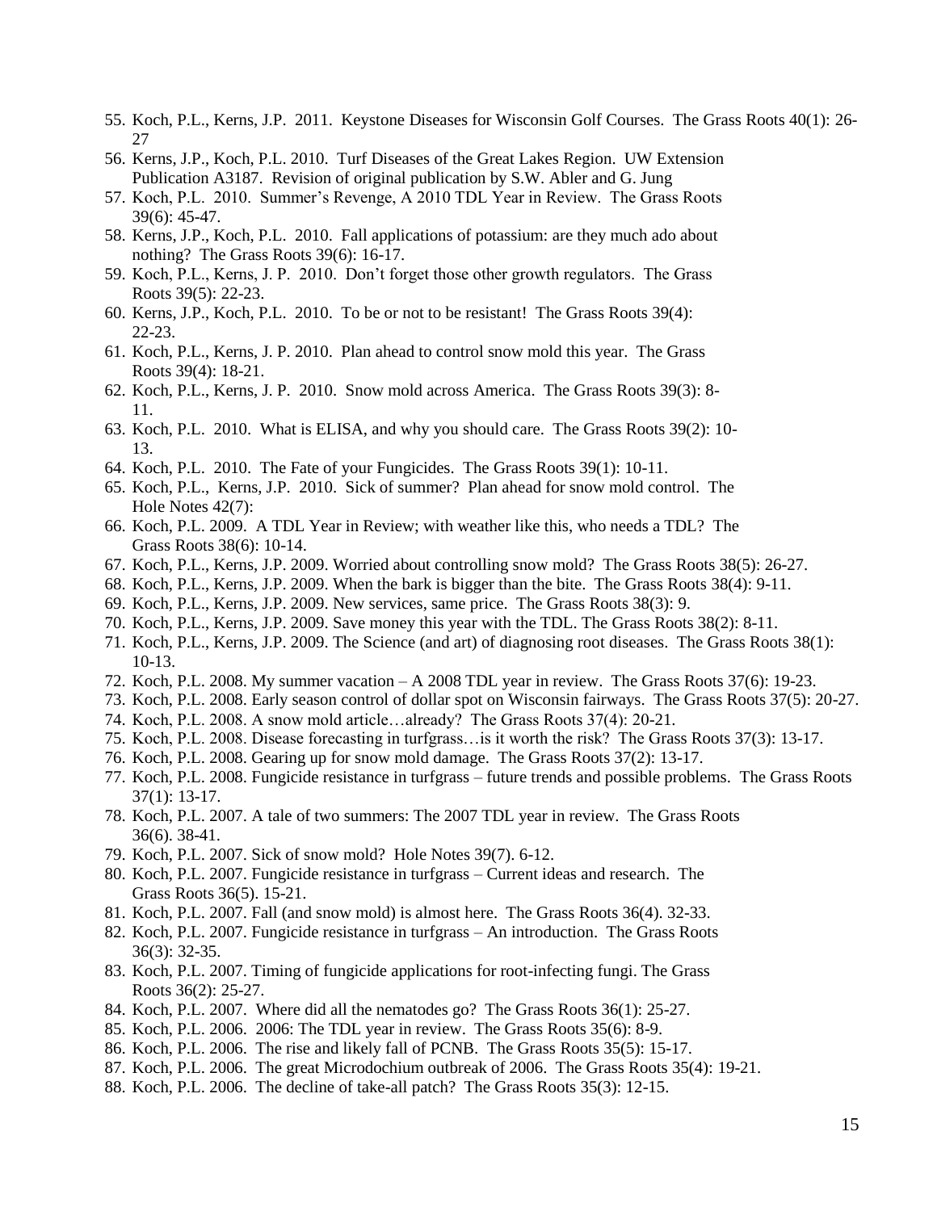55. Koch, P.L., Kerns, J.P. 2011. Keystone Diseases for Wisconsin Golf Courses. The Grass Roots 40(1): 26-27
56. Kerns, J.P., Koch, P.L. 2010. Turf Diseases of the Great Lakes Region. UW Extension Publication A3187. Revision of original publication by S.W. Abler and G. Jung
57. Koch, P.L. 2010. Summer's Revenge, A 2010 TDL Year in Review. The Grass Roots 39(6): 45-47.
58. Kerns, J.P., Koch, P.L. 2010. Fall applications of potassium: are they much ado about nothing? The Grass Roots 39(6): 16-17.
59. Koch, P.L., Kerns, J. P. 2010. Don't forget those other growth regulators. The Grass Roots 39(5): 22-23.
60. Kerns, J.P., Koch, P.L. 2010. To be or not to be resistant! The Grass Roots 39(4): 22-23.
61. Koch, P.L., Kerns, J. P. 2010. Plan ahead to control snow mold this year. The Grass Roots 39(4): 18-21.
62. Koch, P.L., Kerns, J. P. 2010. Snow mold across America. The Grass Roots 39(3): 8-11.
63. Koch, P.L. 2010. What is ELISA, and why you should care. The Grass Roots 39(2): 10-13.
64. Koch, P.L. 2010. The Fate of your Fungicides. The Grass Roots 39(1): 10-11.
65. Koch, P.L., Kerns, J.P. 2010. Sick of summer? Plan ahead for snow mold control. The Hole Notes 42(7):
66. Koch, P.L. 2009. A TDL Year in Review; with weather like this, who needs a TDL? The Grass Roots 38(6): 10-14.
67. Koch, P.L., Kerns, J.P. 2009. Worried about controlling snow mold? The Grass Roots 38(5): 26-27.
68. Koch, P.L., Kerns, J.P. 2009. When the bark is bigger than the bite. The Grass Roots 38(4): 9-11.
69. Koch, P.L., Kerns, J.P. 2009. New services, same price. The Grass Roots 38(3): 9.
70. Koch, P.L., Kerns, J.P. 2009. Save money this year with the TDL. The Grass Roots 38(2): 8-11.
71. Koch, P.L., Kerns, J.P. 2009. The Science (and art) of diagnosing root diseases. The Grass Roots 38(1): 10-13.
72. Koch, P.L. 2008. My summer vacation – A 2008 TDL year in review. The Grass Roots 37(6): 19-23.
73. Koch, P.L. 2008. Early season control of dollar spot on Wisconsin fairways. The Grass Roots 37(5): 20-27.
74. Koch, P.L. 2008. A snow mold article…already? The Grass Roots 37(4): 20-21.
75. Koch, P.L. 2008. Disease forecasting in turfgrass…is it worth the risk? The Grass Roots 37(3): 13-17.
76. Koch, P.L. 2008. Gearing up for snow mold damage. The Grass Roots 37(2): 13-17.
77. Koch, P.L. 2008. Fungicide resistance in turfgrass – future trends and possible problems. The Grass Roots 37(1): 13-17.
78. Koch, P.L. 2007. A tale of two summers: The 2007 TDL year in review. The Grass Roots 36(6). 38-41.
79. Koch, P.L. 2007. Sick of snow mold? Hole Notes 39(7). 6-12.
80. Koch, P.L. 2007. Fungicide resistance in turfgrass – Current ideas and research. The Grass Roots 36(5). 15-21.
81. Koch, P.L. 2007. Fall (and snow mold) is almost here. The Grass Roots 36(4). 32-33.
82. Koch, P.L. 2007. Fungicide resistance in turfgrass – An introduction. The Grass Roots 36(3): 32-35.
83. Koch, P.L. 2007. Timing of fungicide applications for root-infecting fungi. The Grass Roots 36(2): 25-27.
84. Koch, P.L. 2007. Where did all the nematodes go? The Grass Roots 36(1): 25-27.
85. Koch, P.L. 2006. 2006: The TDL year in review. The Grass Roots 35(6): 8-9.
86. Koch, P.L. 2006. The rise and likely fall of PCNB. The Grass Roots 35(5): 15-17.
87. Koch, P.L. 2006. The great Microdochium outbreak of 2006. The Grass Roots 35(4): 19-21.
88. Koch, P.L. 2006. The decline of take-all patch? The Grass Roots 35(3): 12-15.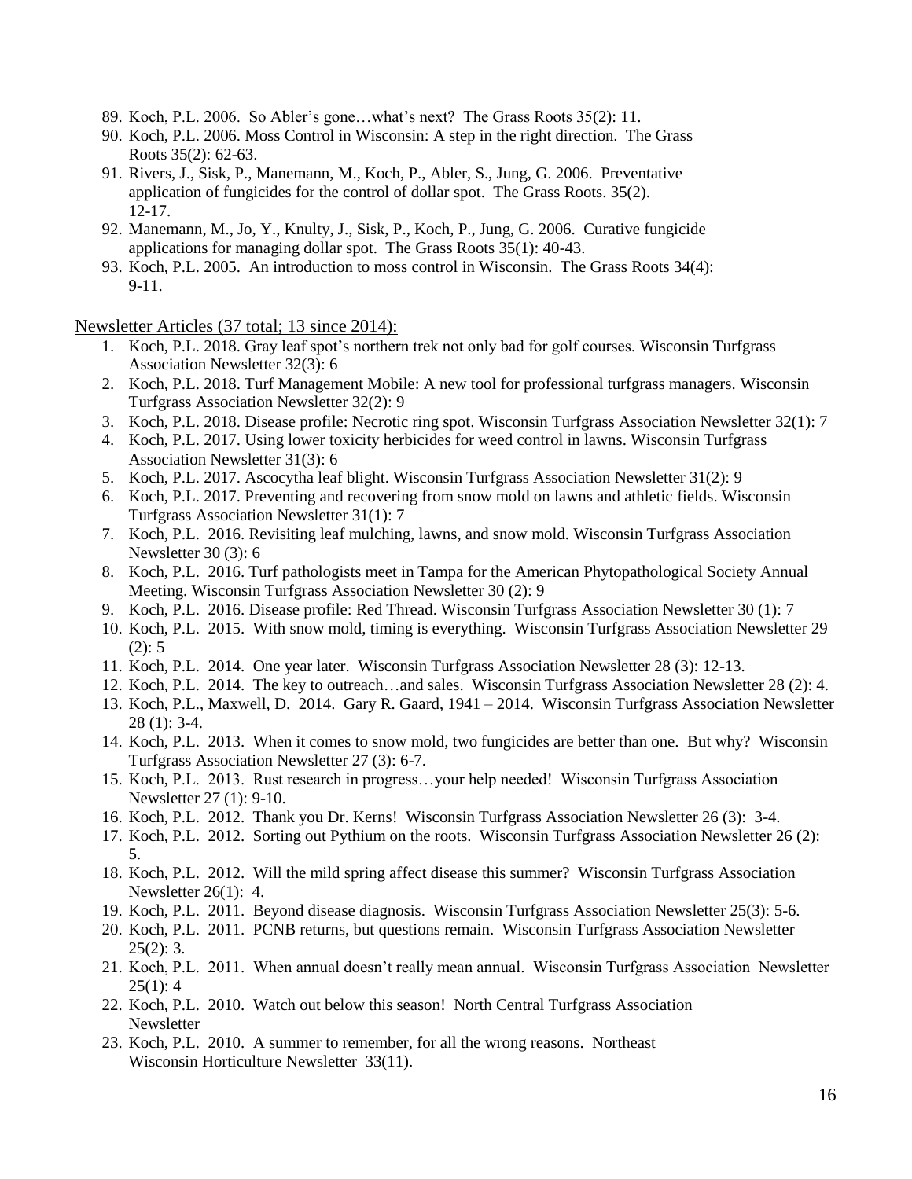89. Koch, P.L. 2006. So Abler's gone…what's next? The Grass Roots 35(2): 11.
90. Koch, P.L. 2006. Moss Control in Wisconsin: A step in the right direction. The Grass Roots 35(2): 62-63.
91. Rivers, J., Sisk, P., Manemann, M., Koch, P., Abler, S., Jung, G. 2006. Preventative application of fungicides for the control of dollar spot. The Grass Roots. 35(2). 12-17.
92. Manemann, M., Jo, Y., Knulty, J., Sisk, P., Koch, P., Jung, G. 2006. Curative fungicide applications for managing dollar spot. The Grass Roots 35(1): 40-43.
93. Koch, P.L. 2005. An introduction to moss control in Wisconsin. The Grass Roots 34(4): 9-11.

Newsletter Articles (37 total; 13 since 2014):

1. Koch, P.L. 2018. Gray leaf spot's northern trek not only bad for golf courses. Wisconsin Turfgrass Association Newsletter 32(3): 6
2. Koch, P.L. 2018. Turf Management Mobile: A new tool for professional turfgrass managers. Wisconsin Turfgrass Association Newsletter 32(2): 9
3. Koch, P.L. 2018. Disease profile: Necrotic ring spot. Wisconsin Turfgrass Association Newsletter 32(1): 7
4. Koch, P.L. 2017. Using lower toxicity herbicides for weed control in lawns. Wisconsin Turfgrass Association Newsletter 31(3): 6
5. Koch, P.L. 2017. Ascocytha leaf blight. Wisconsin Turfgrass Association Newsletter 31(2): 9
6. Koch, P.L. 2017. Preventing and recovering from snow mold on lawns and athletic fields. Wisconsin Turfgrass Association Newsletter 31(1): 7
7. Koch, P.L. 2016. Revisiting leaf mulching, lawns, and snow mold. Wisconsin Turfgrass Association Newsletter 30 (3): 6
8. Koch, P.L. 2016. Turf pathologists meet in Tampa for the American Phytopathological Society Annual Meeting. Wisconsin Turfgrass Association Newsletter 30 (2): 9
9. Koch, P.L. 2016. Disease profile: Red Thread. Wisconsin Turfgrass Association Newsletter 30 (1): 7
10. Koch, P.L. 2015. With snow mold, timing is everything. Wisconsin Turfgrass Association Newsletter 29 (2): 5
11. Koch, P.L. 2014. One year later. Wisconsin Turfgrass Association Newsletter 28 (3): 12-13.
12. Koch, P.L. 2014. The key to outreach…and sales. Wisconsin Turfgrass Association Newsletter 28 (2): 4.
13. Koch, P.L., Maxwell, D. 2014. Gary R. Gaard, 1941 – 2014. Wisconsin Turfgrass Association Newsletter 28 (1): 3-4.
14. Koch, P.L. 2013. When it comes to snow mold, two fungicides are better than one. But why? Wisconsin Turfgrass Association Newsletter 27 (3): 6-7.
15. Koch, P.L. 2013. Rust research in progress…your help needed! Wisconsin Turfgrass Association Newsletter 27 (1): 9-10.
16. Koch, P.L. 2012. Thank you Dr. Kerns! Wisconsin Turfgrass Association Newsletter 26 (3): 3-4.
17. Koch, P.L. 2012. Sorting out Pythium on the roots. Wisconsin Turfgrass Association Newsletter 26 (2): 5.
18. Koch, P.L. 2012. Will the mild spring affect disease this summer? Wisconsin Turfgrass Association Newsletter 26(1): 4.
19. Koch, P.L. 2011. Beyond disease diagnosis. Wisconsin Turfgrass Association Newsletter 25(3): 5-6.
20. Koch, P.L. 2011. PCNB returns, but questions remain. Wisconsin Turfgrass Association Newsletter 25(2): 3.
21. Koch, P.L. 2011. When annual doesn't really mean annual. Wisconsin Turfgrass Association Newsletter 25(1): 4
22. Koch, P.L. 2010. Watch out below this season! North Central Turfgrass Association Newsletter
23. Koch, P.L. 2010. A summer to remember, for all the wrong reasons. Northeast Wisconsin Horticulture Newsletter 33(11).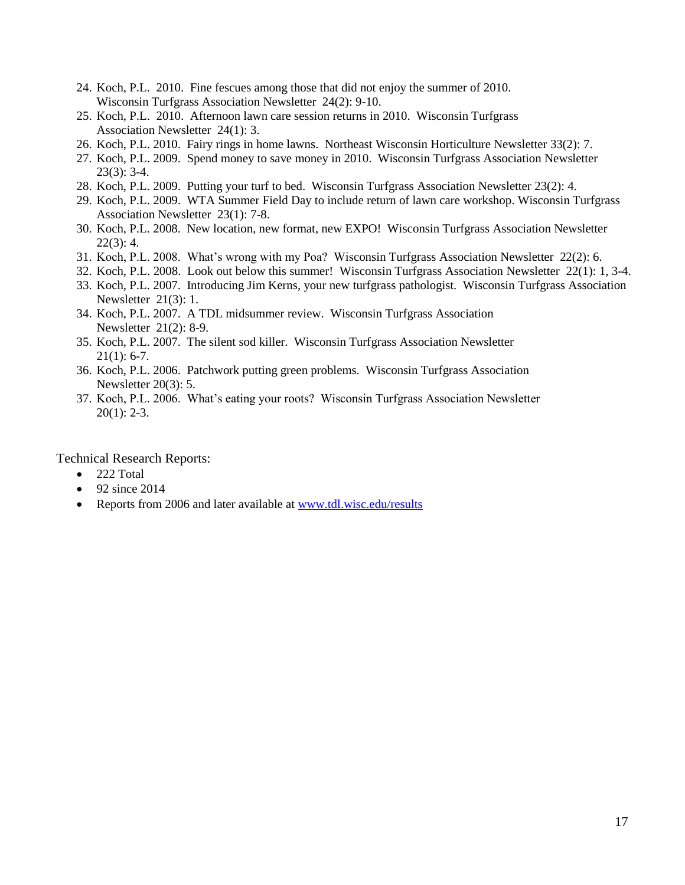24. Koch, P.L. 2010. Fine fescues among those that did not enjoy the summer of 2010. Wisconsin Turfgrass Association Newsletter 24(2): 9-10.
25. Koch, P.L. 2010. Afternoon lawn care session returns in 2010. Wisconsin Turfgrass Association Newsletter 24(1): 3.
26. Koch, P.L. 2010. Fairy rings in home lawns. Northeast Wisconsin Horticulture Newsletter 33(2): 7.
27. Koch, P.L. 2009. Spend money to save money in 2010. Wisconsin Turfgrass Association Newsletter 23(3): 3-4.
28. Koch, P.L. 2009. Putting your turf to bed. Wisconsin Turfgrass Association Newsletter 23(2): 4.
29. Koch, P.L. 2009. WTA Summer Field Day to include return of lawn care workshop. Wisconsin Turfgrass Association Newsletter 23(1): 7-8.
30. Koch, P.L. 2008. New location, new format, new EXPO! Wisconsin Turfgrass Association Newsletter 22(3): 4.
31. Koch, P.L. 2008. What's wrong with my Poa? Wisconsin Turfgrass Association Newsletter 22(2): 6.
32. Koch, P.L. 2008. Look out below this summer! Wisconsin Turfgrass Association Newsletter 22(1): 1, 3-4.
33. Koch, P.L. 2007. Introducing Jim Kerns, your new turfgrass pathologist. Wisconsin Turfgrass Association Newsletter 21(3): 1.
34. Koch, P.L. 2007. A TDL midsummer review. Wisconsin Turfgrass Association Newsletter 21(2): 8-9.
35. Koch, P.L. 2007. The silent sod killer. Wisconsin Turfgrass Association Newsletter 21(1): 6-7.
36. Koch, P.L. 2006. Patchwork putting green problems. Wisconsin Turfgrass Association Newsletter 20(3): 5.
37. Koch, P.L. 2006. What's eating your roots? Wisconsin Turfgrass Association Newsletter 20(1): 2-3.

Technical Research Reports:

- 222 Total
- 92 since 2014
- Reports from 2006 and later available at [www.tdl.wisc.edu/results](www.tdl.wisc.edu/results)